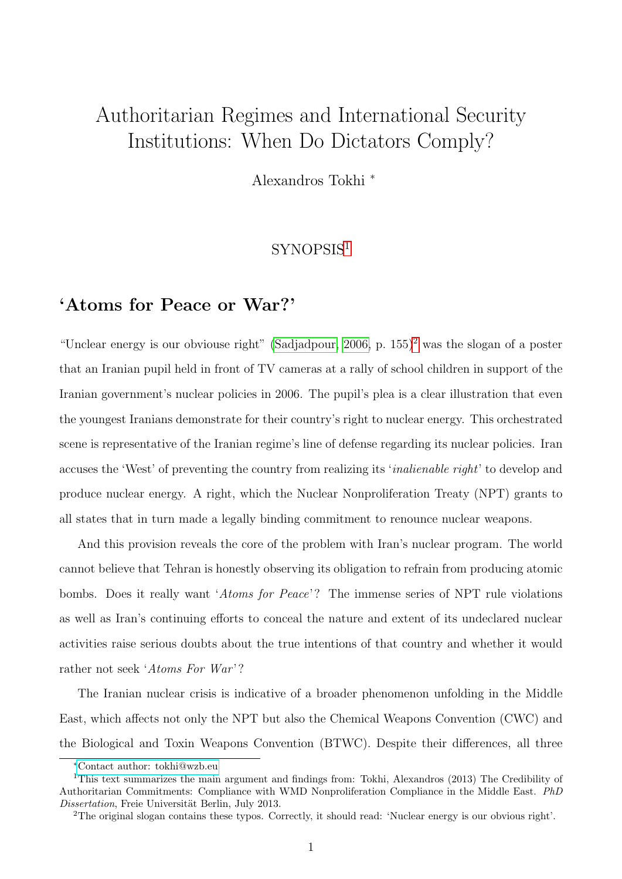# Authoritarian Regimes and International Security Institutions: When Do Dictators Comply?

Alexandros Tokhi [*]

SYNOPSIS[1]

## 'Atoms for Peace or War?'

"Unclear energy is our obviouse right" (Sadjadpour, 2006, p. 155)[2] was the slogan of a poster that an Iranian pupil held in front of TV cameras at a rally of school children in support of the Iranian government's nuclear policies in 2006. The pupil's plea is a clear illustration that even the youngest Iranians demonstrate for their country's right to nuclear energy. This orchestrated scene is representative of the Iranian regime's line of defense regarding its nuclear policies. Iran accuses the 'West' of preventing the country from realizing its '*inalienable right*' to develop and produce nuclear energy. A right, which the Nuclear Nonproliferation Treaty (NPT) grants to all states that in turn made a legally binding commitment to renounce nuclear weapons.

And this provision reveals the core of the problem with Iran's nuclear program. The world cannot believe that Tehran is honestly observing its obligation to refrain from producing atomic bombs. Does it really want '*Atoms for Peace*'? The immense series of NPT rule violations as well as Iran's continuing efforts to conceal the nature and extent of its undeclared nuclear activities raise serious doubts about the true intentions of that country and whether it would rather not seek '*Atoms For War*'?

The Iranian nuclear crisis is indicative of a broader phenomenon unfolding in the Middle East, which affects not only the NPT but also the Chemical Weapons Convention (CWC) and the Biological and Toxin Weapons Convention (BTWC). Despite their differences, all three

---

[*] Contact author: tokhi@wzb.eu

[1] This text summarizes the main argument and findings from: Tokhi, Alexandros (2013) The Credibility of Authoritarian Commitments: Compliance with WMD Nonproliferation Compliance in the Middle East. *PhD Dissertation*, Freie Universität Berlin, July 2013.

[2] The original slogan contains these typos. Correctly, it should read: 'Nuclear energy is our obvious right'.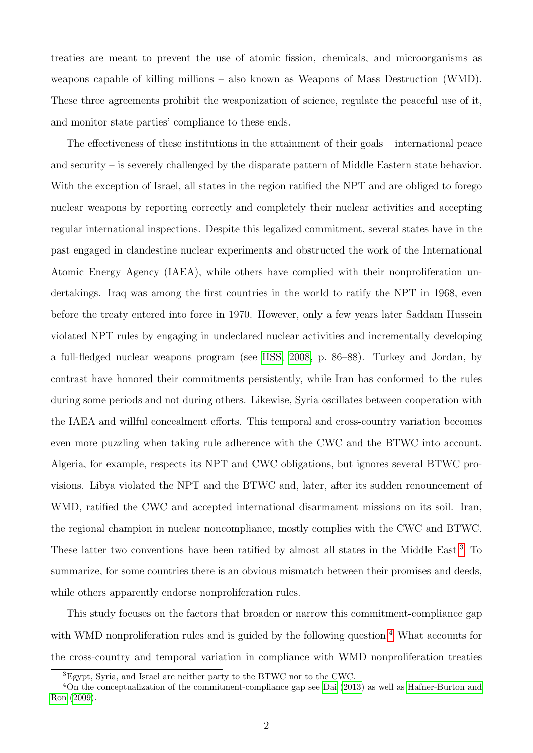treaties are meant to prevent the use of atomic fission, chemicals, and microorganisms as weapons capable of killing millions – also known as Weapons of Mass Destruction (WMD). These three agreements prohibit the weaponization of science, regulate the peaceful use of it, and monitor state parties' compliance to these ends.

The effectiveness of these institutions in the attainment of their goals – international peace and security – is severely challenged by the disparate pattern of Middle Eastern state behavior. With the exception of Israel, all states in the region ratified the NPT and are obliged to forego nuclear weapons by reporting correctly and completely their nuclear activities and accepting regular international inspections. Despite this legalized commitment, several states have in the past engaged in clandestine nuclear experiments and obstructed the work of the International Atomic Energy Agency (IAEA), while others have complied with their nonproliferation undertakings. Iraq was among the first countries in the world to ratify the NPT in 1968, even before the treaty entered into force in 1970. However, only a few years later Saddam Hussein violated NPT rules by engaging in undeclared nuclear activities and incrementally developing a full-fledged nuclear weapons program (see IISS, 2008, p. 86–88). Turkey and Jordan, by contrast have honored their commitments persistently, while Iran has conformed to the rules during some periods and not during others. Likewise, Syria oscillates between cooperation with the IAEA and willful concealment efforts. This temporal and cross-country variation becomes even more puzzling when taking rule adherence with the CWC and the BTWC into account. Algeria, for example, respects its NPT and CWC obligations, but ignores several BTWC provisions. Libya violated the NPT and the BTWC and, later, after its sudden renouncement of WMD, ratified the CWC and accepted international disarmament missions on its soil. Iran, the regional champion in nuclear noncompliance, mostly complies with the CWC and BTWC. These latter two conventions have been ratified by almost all states in the Middle East.[3] To summarize, for some countries there is an obvious mismatch between their promises and deeds, while others apparently endorse nonproliferation rules.

This study focuses on the factors that broaden or narrow this commitment-compliance gap with WMD nonproliferation rules and is guided by the following question:[4] What accounts for the cross-country and temporal variation in compliance with WMD nonproliferation treaties

---

[3] Egypt, Syria, and Israel are neither party to the BTWC nor to the CWC.

[4] On the conceptualization of the commitment-compliance gap see Dai (2013) as well as Hafner-Burton and Ron (2009).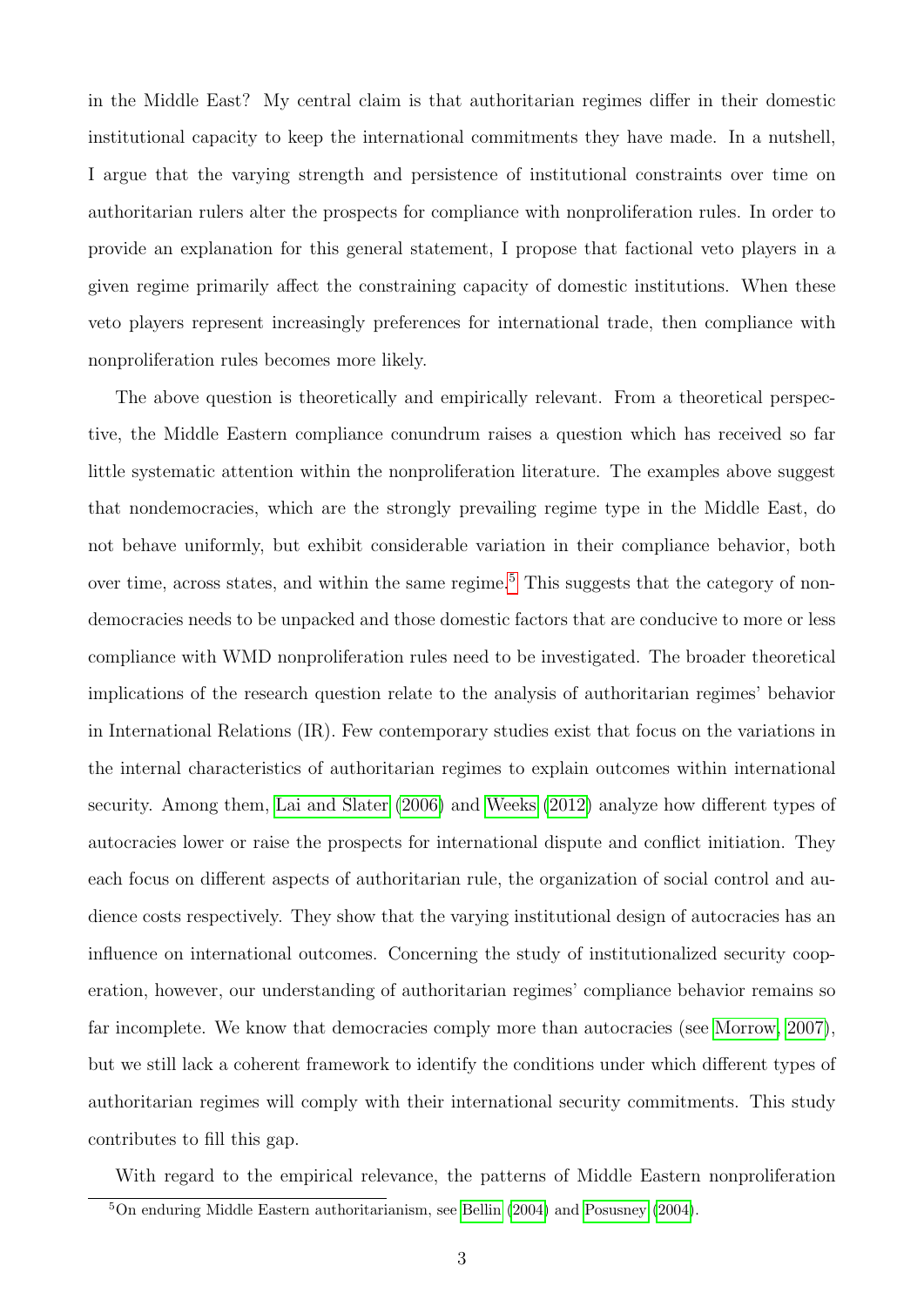in the Middle East? My central claim is that authoritarian regimes differ in their domestic institutional capacity to keep the international commitments they have made. In a nutshell, I argue that the varying strength and persistence of institutional constraints over time on authoritarian rulers alter the prospects for compliance with nonproliferation rules. In order to provide an explanation for this general statement, I propose that factional veto players in a given regime primarily affect the constraining capacity of domestic institutions. When these veto players represent increasingly preferences for international trade, then compliance with nonproliferation rules becomes more likely.

The above question is theoretically and empirically relevant. From a theoretical perspective, the Middle Eastern compliance conundrum raises a question which has received so far little systematic attention within the nonproliferation literature. The examples above suggest that nondemocracies, which are the strongly prevailing regime type in the Middle East, do not behave uniformly, but exhibit considerable variation in their compliance behavior, both over time, across states, and within the same regime.[5] This suggests that the category of nondemocracies needs to be unpacked and those domestic factors that are conducive to more or less compliance with WMD nonproliferation rules need to be investigated. The broader theoretical implications of the research question relate to the analysis of authoritarian regimes' behavior in International Relations (IR). Few contemporary studies exist that focus on the variations in the internal characteristics of authoritarian regimes to explain outcomes within international security. Among them, Lai and Slater (2006) and Weeks (2012) analyze how different types of autocracies lower or raise the prospects for international dispute and conflict initiation. They each focus on different aspects of authoritarian rule, the organization of social control and audience costs respectively. They show that the varying institutional design of autocracies has an influence on international outcomes. Concerning the study of institutionalized security cooperation, however, our understanding of authoritarian regimes' compliance behavior remains so far incomplete. We know that democracies comply more than autocracies (see Morrow, 2007), but we still lack a coherent framework to identify the conditions under which different types of authoritarian regimes will comply with their international security commitments. This study contributes to fill this gap.

With regard to the empirical relevance, the patterns of Middle Eastern nonproliferation

[5] On enduring Middle Eastern authoritarianism, see Bellin (2004) and Posusney (2004).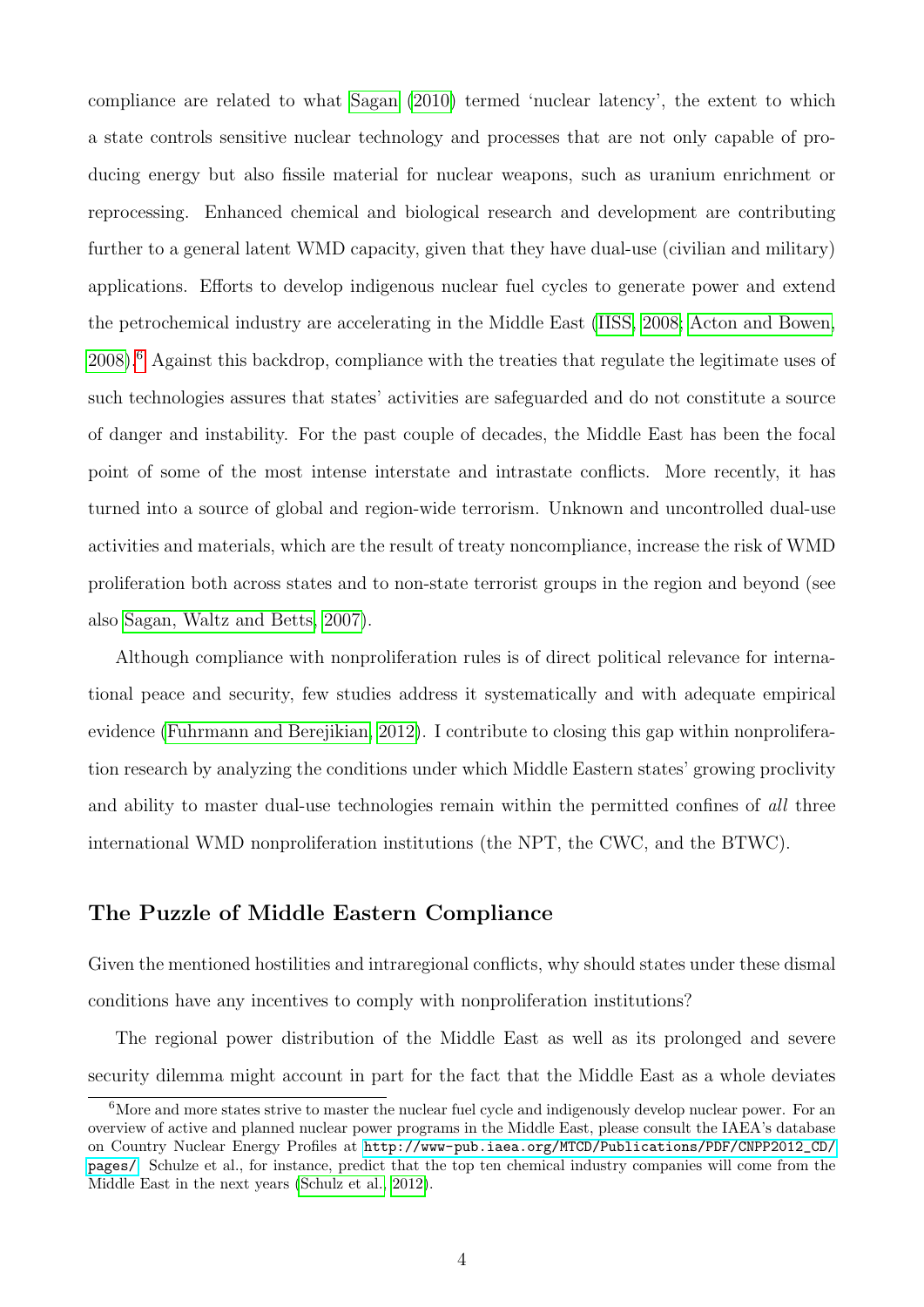compliance are related to what Sagan (2010) termed 'nuclear latency', the extent to which a state controls sensitive nuclear technology and processes that are not only capable of producing energy but also fissile material for nuclear weapons, such as uranium enrichment or reprocessing. Enhanced chemical and biological research and development are contributing further to a general latent WMD capacity, given that they have dual-use (civilian and military) applications. Efforts to develop indigenous nuclear fuel cycles to generate power and extend the petrochemical industry are accelerating in the Middle East (IISS, 2008; Acton and Bowen, 2008).[6] Against this backdrop, compliance with the treaties that regulate the legitimate uses of such technologies assures that states' activities are safeguarded and do not constitute a source of danger and instability. For the past couple of decades, the Middle East has been the focal point of some of the most intense interstate and intrastate conflicts. More recently, it has turned into a source of global and region-wide terrorism. Unknown and uncontrolled dual-use activities and materials, which are the result of treaty noncompliance, increase the risk of WMD proliferation both across states and to non-state terrorist groups in the region and beyond (see also Sagan, Waltz and Betts, 2007).

Although compliance with nonproliferation rules is of direct political relevance for international peace and security, few studies address it systematically and with adequate empirical evidence (Fuhrmann and Berejikian, 2012). I contribute to closing this gap within nonproliferation research by analyzing the conditions under which Middle Eastern states' growing proclivity and ability to master dual-use technologies remain within the permitted confines of *all* three international WMD nonproliferation institutions (the NPT, the CWC, and the BTWC).

## The Puzzle of Middle Eastern Compliance

Given the mentioned hostilities and intraregional conflicts, why should states under these dismal conditions have any incentives to comply with nonproliferation institutions?

The regional power distribution of the Middle East as well as its prolonged and severe security dilemma might account in part for the fact that the Middle East as a whole deviates

[6] More and more states strive to master the nuclear fuel cycle and indigenously develop nuclear power. For an overview of active and planned nuclear power programs in the Middle East, please consult the IAEA's database on Country Nuclear Energy Profiles at http://www-pub.iaea.org/MTCD/Publications/PDF/CNPP2012_CD/pages/. Schulze et al., for instance, predict that the top ten chemical industry companies will come from the Middle East in the next years (Schulz et al., 2012).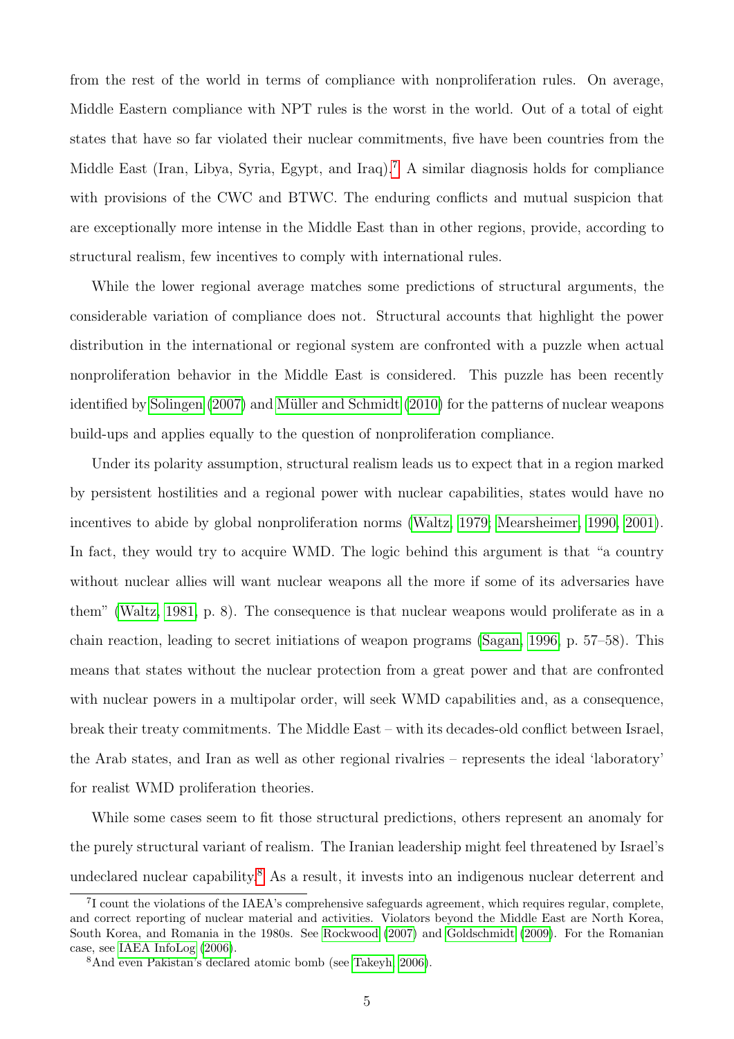from the rest of the world in terms of compliance with nonproliferation rules. On average, Middle Eastern compliance with NPT rules is the worst in the world. Out of a total of eight states that have so far violated their nuclear commitments, five have been countries from the Middle East (Iran, Libya, Syria, Egypt, and Iraq).[7] A similar diagnosis holds for compliance with provisions of the CWC and BTWC. The enduring conflicts and mutual suspicion that are exceptionally more intense in the Middle East than in other regions, provide, according to structural realism, few incentives to comply with international rules.

While the lower regional average matches some predictions of structural arguments, the considerable variation of compliance does not. Structural accounts that highlight the power distribution in the international or regional system are confronted with a puzzle when actual nonproliferation behavior in the Middle East is considered. This puzzle has been recently identified by Solingen (2007) and Müller and Schmidt (2010) for the patterns of nuclear weapons build-ups and applies equally to the question of nonproliferation compliance.

Under its polarity assumption, structural realism leads us to expect that in a region marked by persistent hostilities and a regional power with nuclear capabilities, states would have no incentives to abide by global nonproliferation norms (Waltz, 1979; Mearsheimer, 1990, 2001). In fact, they would try to acquire WMD. The logic behind this argument is that "a country without nuclear allies will want nuclear weapons all the more if some of its adversaries have them" (Waltz, 1981, p. 8). The consequence is that nuclear weapons would proliferate as in a chain reaction, leading to secret initiations of weapon programs (Sagan, 1996, p. 57–58). This means that states without the nuclear protection from a great power and that are confronted with nuclear powers in a multipolar order, will seek WMD capabilities and, as a consequence, break their treaty commitments. The Middle East – with its decades-old conflict between Israel, the Arab states, and Iran as well as other regional rivalries – represents the ideal 'laboratory' for realist WMD proliferation theories.

While some cases seem to fit those structural predictions, others represent an anomaly for the purely structural variant of realism. The Iranian leadership might feel threatened by Israel's undeclared nuclear capability.[8] As a result, it invests into an indigenous nuclear deterrent and

[7] I count the violations of the IAEA's comprehensive safeguards agreement, which requires regular, complete, and correct reporting of nuclear material and activities. Violators beyond the Middle East are North Korea, South Korea, and Romania in the 1980s. See Rockwood (2007) and Goldschmidt (2009). For the Romanian case, see IAEA InfoLog (2006).

[8] And even Pakistan's declared atomic bomb (see Takeyh, 2006).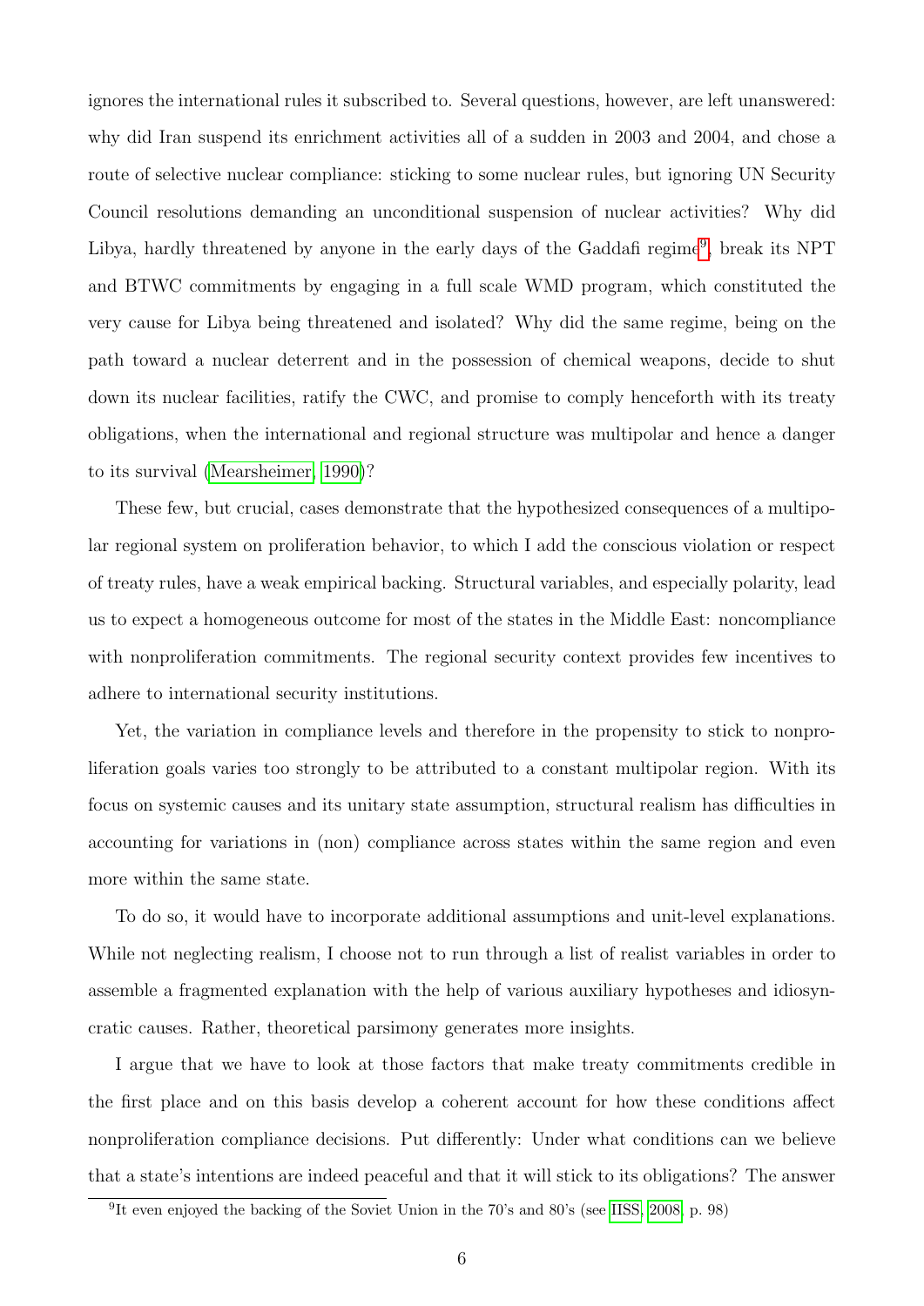ignores the international rules it subscribed to. Several questions, however, are left unanswered: why did Iran suspend its enrichment activities all of a sudden in 2003 and 2004, and chose a route of selective nuclear compliance: sticking to some nuclear rules, but ignoring UN Security Council resolutions demanding an unconditional suspension of nuclear activities? Why did Libya, hardly threatened by anyone in the early days of the Gaddafi regime[9], break its NPT and BTWC commitments by engaging in a full scale WMD program, which constituted the very cause for Libya being threatened and isolated? Why did the same regime, being on the path toward a nuclear deterrent and in the possession of chemical weapons, decide to shut down its nuclear facilities, ratify the CWC, and promise to comply henceforth with its treaty obligations, when the international and regional structure was multipolar and hence a danger to its survival (Mearsheimer, 1990)?

These few, but crucial, cases demonstrate that the hypothesized consequences of a multipolar regional system on proliferation behavior, to which I add the conscious violation or respect of treaty rules, have a weak empirical backing. Structural variables, and especially polarity, lead us to expect a homogeneous outcome for most of the states in the Middle East: noncompliance with nonproliferation commitments. The regional security context provides few incentives to adhere to international security institutions.

Yet, the variation in compliance levels and therefore in the propensity to stick to nonproliferation goals varies too strongly to be attributed to a constant multipolar region. With its focus on systemic causes and its unitary state assumption, structural realism has difficulties in accounting for variations in (non) compliance across states within the same region and even more within the same state.

To do so, it would have to incorporate additional assumptions and unit-level explanations. While not neglecting realism, I choose not to run through a list of realist variables in order to assemble a fragmented explanation with the help of various auxiliary hypotheses and idiosyncratic causes. Rather, theoretical parsimony generates more insights.

I argue that we have to look at those factors that make treaty commitments credible in the first place and on this basis develop a coherent account for how these conditions affect nonproliferation compliance decisions. Put differently: Under what conditions can we believe that a state's intentions are indeed peaceful and that it will stick to its obligations? The answer

[9] It even enjoyed the backing of the Soviet Union in the 70's and 80's (see IISS, 2008, p. 98)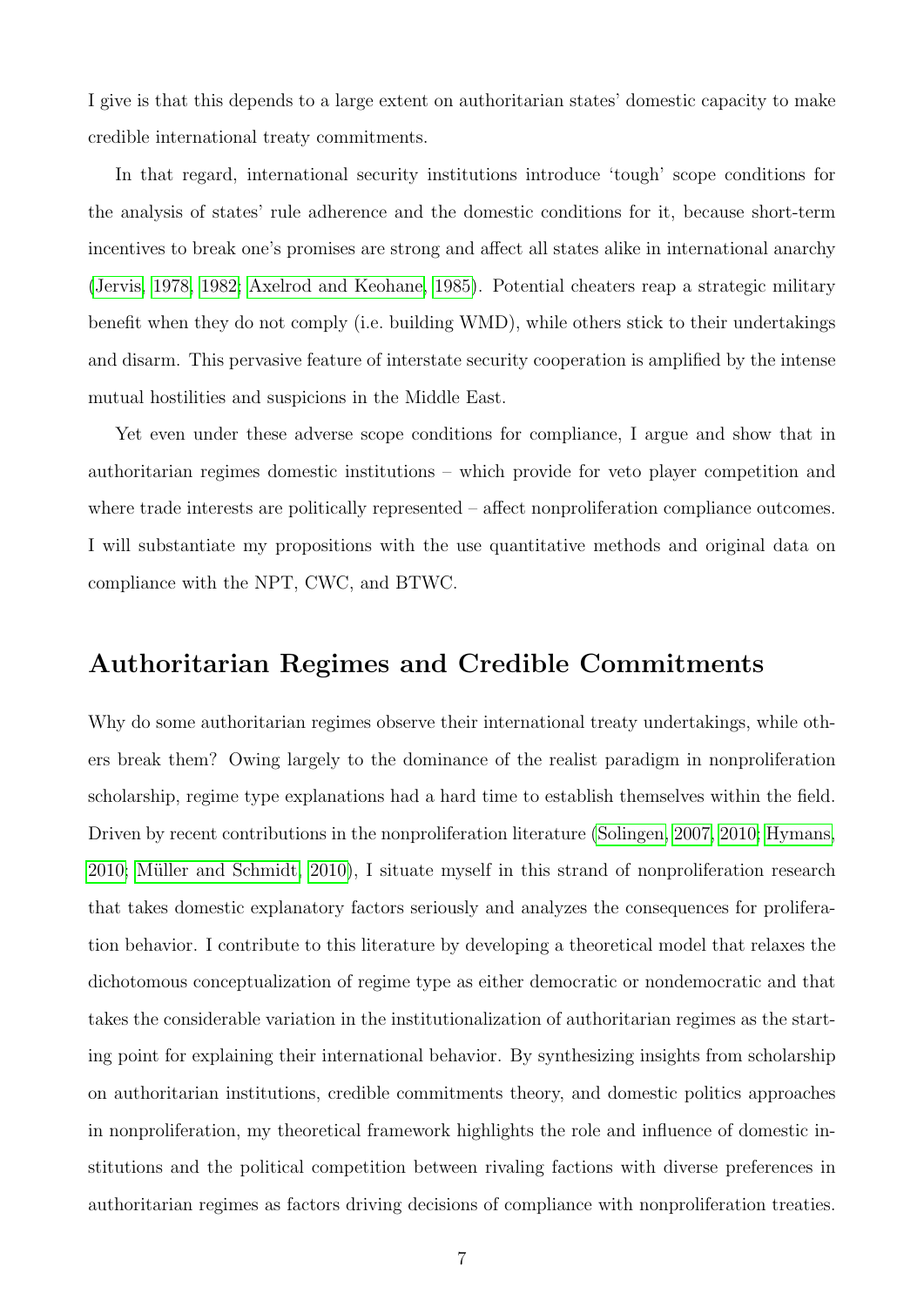I give is that this depends to a large extent on authoritarian states' domestic capacity to make credible international treaty commitments.

In that regard, international security institutions introduce 'tough' scope conditions for the analysis of states' rule adherence and the domestic conditions for it, because short-term incentives to break one's promises are strong and affect all states alike in international anarchy (Jervis, 1978, 1982; Axelrod and Keohane, 1985). Potential cheaters reap a strategic military benefit when they do not comply (i.e. building WMD), while others stick to their undertakings and disarm. This pervasive feature of interstate security cooperation is amplified by the intense mutual hostilities and suspicions in the Middle East.

Yet even under these adverse scope conditions for compliance, I argue and show that in authoritarian regimes domestic institutions – which provide for veto player competition and where trade interests are politically represented – affect nonproliferation compliance outcomes. I will substantiate my propositions with the use quantitative methods and original data on compliance with the NPT, CWC, and BTWC.

## Authoritarian Regimes and Credible Commitments

Why do some authoritarian regimes observe their international treaty undertakings, while others break them? Owing largely to the dominance of the realist paradigm in nonproliferation scholarship, regime type explanations had a hard time to establish themselves within the field. Driven by recent contributions in the nonproliferation literature (Solingen, 2007, 2010; Hymans, 2010; Müller and Schmidt, 2010), I situate myself in this strand of nonproliferation research that takes domestic explanatory factors seriously and analyzes the consequences for proliferation behavior. I contribute to this literature by developing a theoretical model that relaxes the dichotomous conceptualization of regime type as either democratic or nondemocratic and that takes the considerable variation in the institutionalization of authoritarian regimes as the starting point for explaining their international behavior. By synthesizing insights from scholarship on authoritarian institutions, credible commitments theory, and domestic politics approaches in nonproliferation, my theoretical framework highlights the role and influence of domestic institutions and the political competition between rivaling factions with diverse preferences in authoritarian regimes as factors driving decisions of compliance with nonproliferation treaties.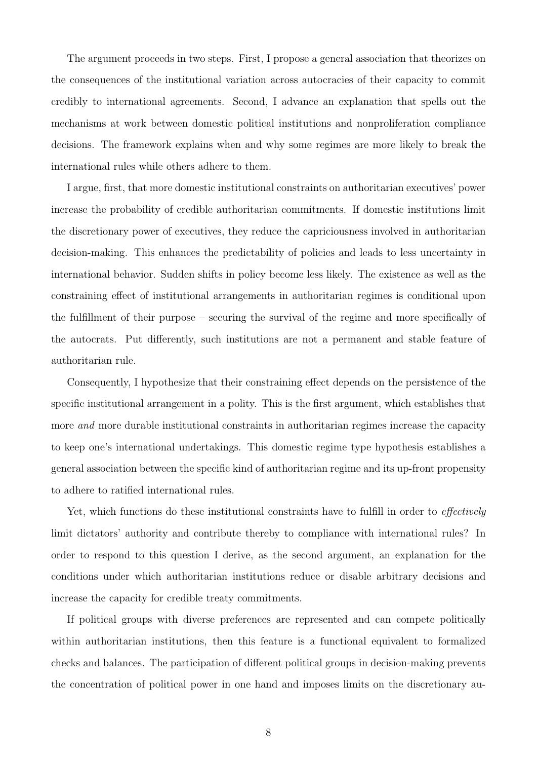The argument proceeds in two steps. First, I propose a general association that theorizes on the consequences of the institutional variation across autocracies of their capacity to commit credibly to international agreements. Second, I advance an explanation that spells out the mechanisms at work between domestic political institutions and nonproliferation compliance decisions. The framework explains when and why some regimes are more likely to break the international rules while others adhere to them.

I argue, first, that more domestic institutional constraints on authoritarian executives' power increase the probability of credible authoritarian commitments. If domestic institutions limit the discretionary power of executives, they reduce the capriciousness involved in authoritarian decision-making. This enhances the predictability of policies and leads to less uncertainty in international behavior. Sudden shifts in policy become less likely. The existence as well as the constraining effect of institutional arrangements in authoritarian regimes is conditional upon the fulfillment of their purpose – securing the survival of the regime and more specifically of the autocrats. Put differently, such institutions are not a permanent and stable feature of authoritarian rule.

Consequently, I hypothesize that their constraining effect depends on the persistence of the specific institutional arrangement in a polity. This is the first argument, which establishes that more *and* more durable institutional constraints in authoritarian regimes increase the capacity to keep one's international undertakings. This domestic regime type hypothesis establishes a general association between the specific kind of authoritarian regime and its up-front propensity to adhere to ratified international rules.

Yet, which functions do these institutional constraints have to fulfill in order to *effectively* limit dictators' authority and contribute thereby to compliance with international rules? In order to respond to this question I derive, as the second argument, an explanation for the conditions under which authoritarian institutions reduce or disable arbitrary decisions and increase the capacity for credible treaty commitments.

If political groups with diverse preferences are represented and can compete politically within authoritarian institutions, then this feature is a functional equivalent to formalized checks and balances. The participation of different political groups in decision-making prevents the concentration of political power in one hand and imposes limits on the discretionary au-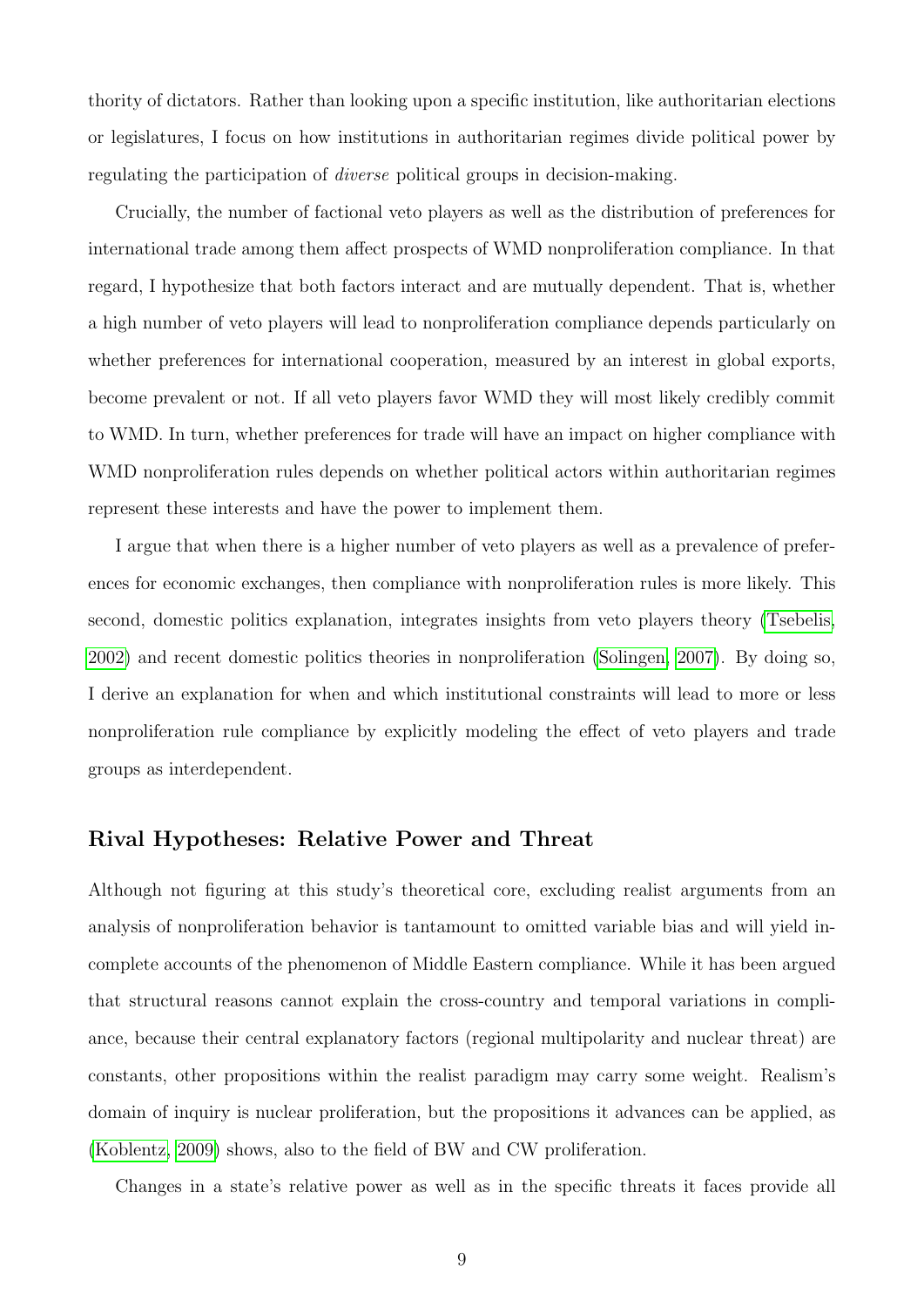thority of dictators. Rather than looking upon a specific institution, like authoritarian elections or legislatures, I focus on how institutions in authoritarian regimes divide political power by regulating the participation of *diverse* political groups in decision-making.

Crucially, the number of factional veto players as well as the distribution of preferences for international trade among them affect prospects of WMD nonproliferation compliance. In that regard, I hypothesize that both factors interact and are mutually dependent. That is, whether a high number of veto players will lead to nonproliferation compliance depends particularly on whether preferences for international cooperation, measured by an interest in global exports, become prevalent or not. If all veto players favor WMD they will most likely credibly commit to WMD. In turn, whether preferences for trade will have an impact on higher compliance with WMD nonproliferation rules depends on whether political actors within authoritarian regimes represent these interests and have the power to implement them.

I argue that when there is a higher number of veto players as well as a prevalence of preferences for economic exchanges, then compliance with nonproliferation rules is more likely. This second, domestic politics explanation, integrates insights from veto players theory (Tsebelis, 2002) and recent domestic politics theories in nonproliferation (Solingen, 2007). By doing so, I derive an explanation for when and which institutional constraints will lead to more or less nonproliferation rule compliance by explicitly modeling the effect of veto players and trade groups as interdependent.

## Rival Hypotheses: Relative Power and Threat

Although not figuring at this study's theoretical core, excluding realist arguments from an analysis of nonproliferation behavior is tantamount to omitted variable bias and will yield incomplete accounts of the phenomenon of Middle Eastern compliance. While it has been argued that structural reasons cannot explain the cross-country and temporal variations in compliance, because their central explanatory factors (regional multipolarity and nuclear threat) are constants, other propositions within the realist paradigm may carry some weight. Realism's domain of inquiry is nuclear proliferation, but the propositions it advances can be applied, as (Koblentz, 2009) shows, also to the field of BW and CW proliferation.

Changes in a state's relative power as well as in the specific threats it faces provide all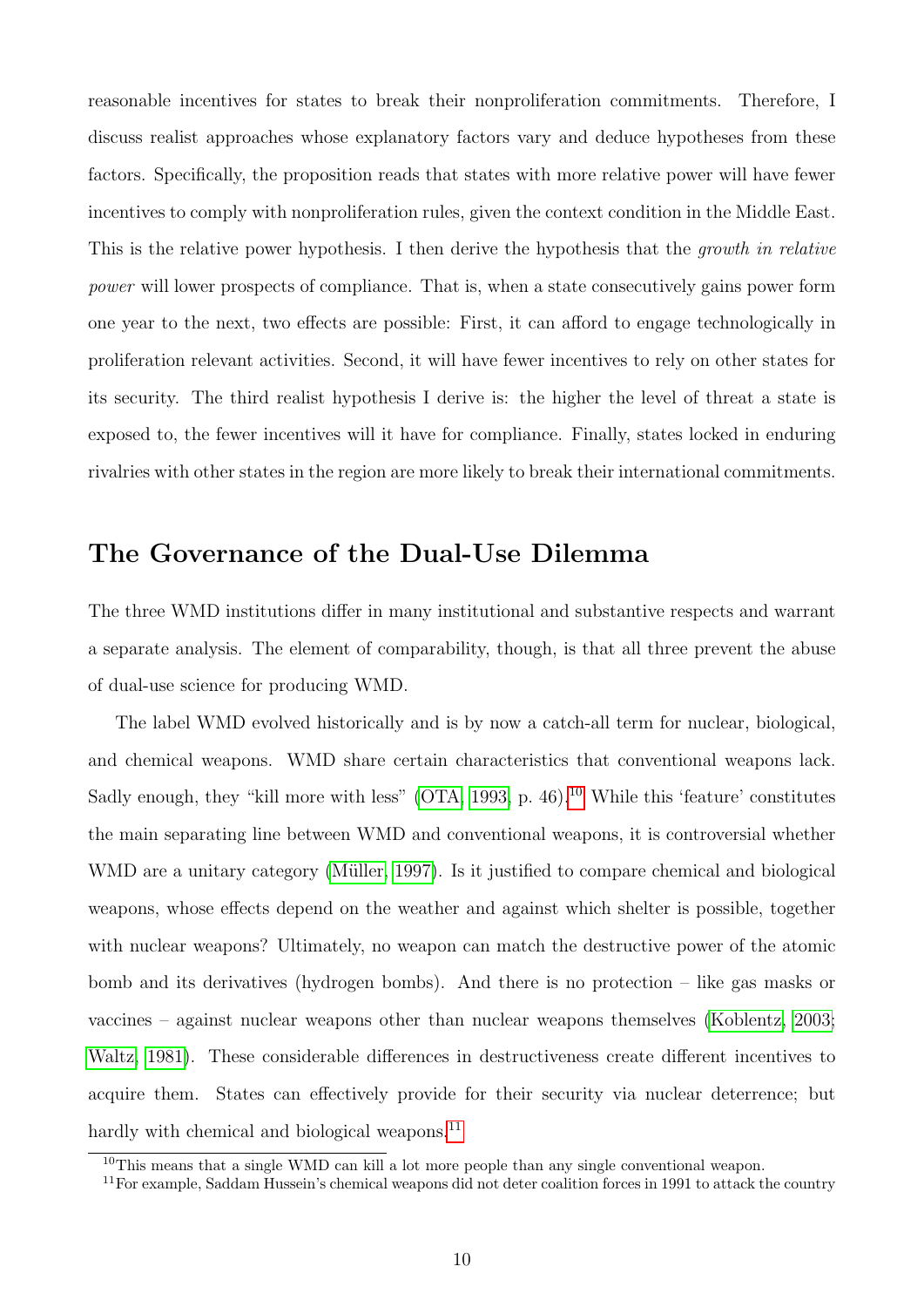reasonable incentives for states to break their nonproliferation commitments. Therefore, I discuss realist approaches whose explanatory factors vary and deduce hypotheses from these factors. Specifically, the proposition reads that states with more relative power will have fewer incentives to comply with nonproliferation rules, given the context condition in the Middle East. This is the relative power hypothesis. I then derive the hypothesis that the *growth in relative power* will lower prospects of compliance. That is, when a state consecutively gains power form one year to the next, two effects are possible: First, it can afford to engage technologically in proliferation relevant activities. Second, it will have fewer incentives to rely on other states for its security. The third realist hypothesis I derive is: the higher the level of threat a state is exposed to, the fewer incentives will it have for compliance. Finally, states locked in enduring rivalries with other states in the region are more likely to break their international commitments.

## The Governance of the Dual-Use Dilemma

The three WMD institutions differ in many institutional and substantive respects and warrant a separate analysis. The element of comparability, though, is that all three prevent the abuse of dual-use science for producing WMD.

The label WMD evolved historically and is by now a catch-all term for nuclear, biological, and chemical weapons. WMD share certain characteristics that conventional weapons lack. Sadly enough, they "kill more with less" (OTA, 1993, p. 46).[10] While this 'feature' constitutes the main separating line between WMD and conventional weapons, it is controversial whether WMD are a unitary category (Müller, 1997). Is it justified to compare chemical and biological weapons, whose effects depend on the weather and against which shelter is possible, together with nuclear weapons? Ultimately, no weapon can match the destructive power of the atomic bomb and its derivatives (hydrogen bombs). And there is no protection – like gas masks or vaccines – against nuclear weapons other than nuclear weapons themselves (Koblentz, 2003; Waltz, 1981). These considerable differences in destructiveness create different incentives to acquire them. States can effectively provide for their security via nuclear deterrence; but hardly with chemical and biological weapons.[11]

[10] This means that a single WMD can kill a lot more people than any single conventional weapon.

[11] For example, Saddam Hussein's chemical weapons did not deter coalition forces in 1991 to attack the country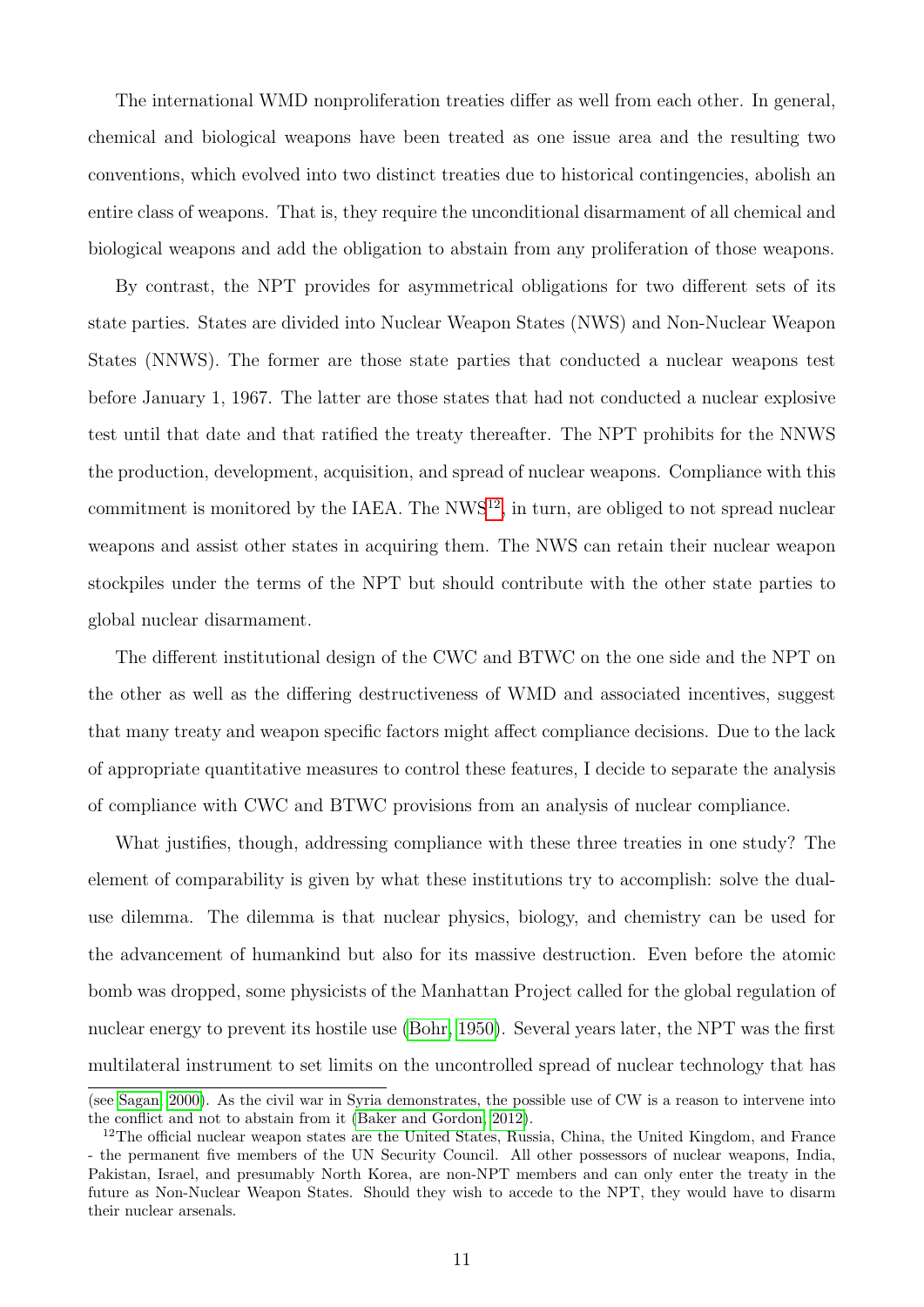The international WMD nonproliferation treaties differ as well from each other. In general, chemical and biological weapons have been treated as one issue area and the resulting two conventions, which evolved into two distinct treaties due to historical contingencies, abolish an entire class of weapons. That is, they require the unconditional disarmament of all chemical and biological weapons and add the obligation to abstain from any proliferation of those weapons.

By contrast, the NPT provides for asymmetrical obligations for two different sets of its state parties. States are divided into Nuclear Weapon States (NWS) and Non-Nuclear Weapon States (NNWS). The former are those state parties that conducted a nuclear weapons test before January 1, 1967. The latter are those states that had not conducted a nuclear explosive test until that date and that ratified the treaty thereafter. The NPT prohibits for the NNWS the production, development, acquisition, and spread of nuclear weapons. Compliance with this commitment is monitored by the IAEA. The NWS[12], in turn, are obliged to not spread nuclear weapons and assist other states in acquiring them. The NWS can retain their nuclear weapon stockpiles under the terms of the NPT but should contribute with the other state parties to global nuclear disarmament.

The different institutional design of the CWC and BTWC on the one side and the NPT on the other as well as the differing destructiveness of WMD and associated incentives, suggest that many treaty and weapon specific factors might affect compliance decisions. Due to the lack of appropriate quantitative measures to control these features, I decide to separate the analysis of compliance with CWC and BTWC provisions from an analysis of nuclear compliance.

What justifies, though, addressing compliance with these three treaties in one study? The element of comparability is given by what these institutions try to accomplish: solve the dual-use dilemma. The dilemma is that nuclear physics, biology, and chemistry can be used for the advancement of humankind but also for its massive destruction. Even before the atomic bomb was dropped, some physicists of the Manhattan Project called for the global regulation of nuclear energy to prevent its hostile use (Bohr, 1950). Several years later, the NPT was the first multilateral instrument to set limits on the uncontrolled spread of nuclear technology that has

(see Sagan, 2000). As the civil war in Syria demonstrates, the possible use of CW is a reason to intervene into the conflict and not to abstain from it (Baker and Gordon, 2012).

[12] The official nuclear weapon states are the United States, Russia, China, the United Kingdom, and France - the permanent five members of the UN Security Council. All other possessors of nuclear weapons, India, Pakistan, Israel, and presumably North Korea, are non-NPT members and can only enter the treaty in the future as Non-Nuclear Weapon States. Should they wish to accede to the NPT, they would have to disarm their nuclear arsenals.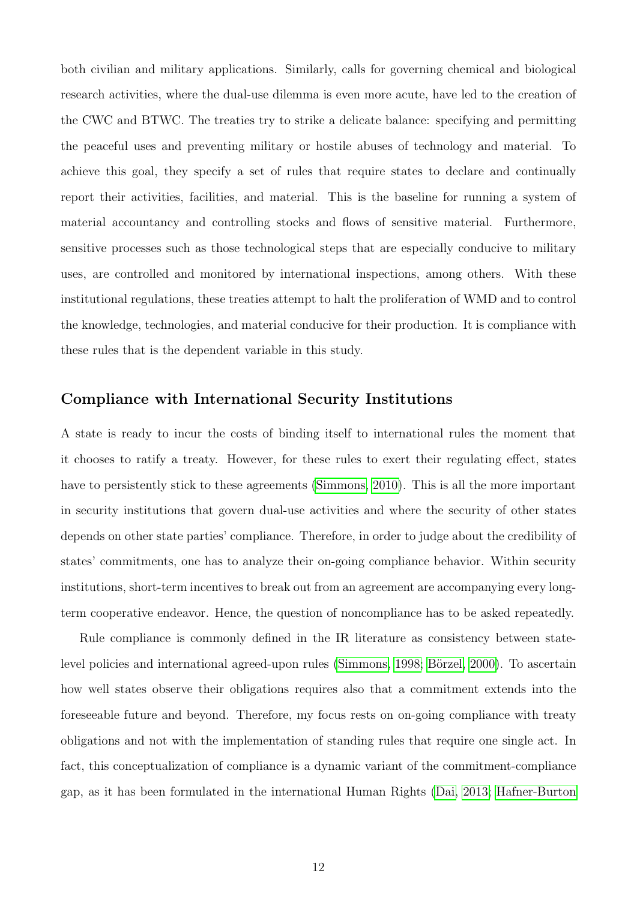both civilian and military applications. Similarly, calls for governing chemical and biological research activities, where the dual-use dilemma is even more acute, have led to the creation of the CWC and BTWC. The treaties try to strike a delicate balance: specifying and permitting the peaceful uses and preventing military or hostile abuses of technology and material. To achieve this goal, they specify a set of rules that require states to declare and continually report their activities, facilities, and material. This is the baseline for running a system of material accountancy and controlling stocks and flows of sensitive material. Furthermore, sensitive processes such as those technological steps that are especially conducive to military uses, are controlled and monitored by international inspections, among others. With these institutional regulations, these treaties attempt to halt the proliferation of WMD and to control the knowledge, technologies, and material conducive for their production. It is compliance with these rules that is the dependent variable in this study.

## Compliance with International Security Institutions

A state is ready to incur the costs of binding itself to international rules the moment that it chooses to ratify a treaty. However, for these rules to exert their regulating effect, states have to persistently stick to these agreements (Simmons, 2010). This is all the more important in security institutions that govern dual-use activities and where the security of other states depends on other state parties' compliance. Therefore, in order to judge about the credibility of states' commitments, one has to analyze their on-going compliance behavior. Within security institutions, short-term incentives to break out from an agreement are accompanying every long-term cooperative endeavor. Hence, the question of noncompliance has to be asked repeatedly.

Rule compliance is commonly defined in the IR literature as consistency between state-level policies and international agreed-upon rules (Simmons, 1998; Börzel, 2000). To ascertain how well states observe their obligations requires also that a commitment extends into the foreseeable future and beyond. Therefore, my focus rests on on-going compliance with treaty obligations and not with the implementation of standing rules that require one single act. In fact, this conceptualization of compliance is a dynamic variant of the commitment-compliance gap, as it has been formulated in the international Human Rights (Dai, 2013; Hafner-Burton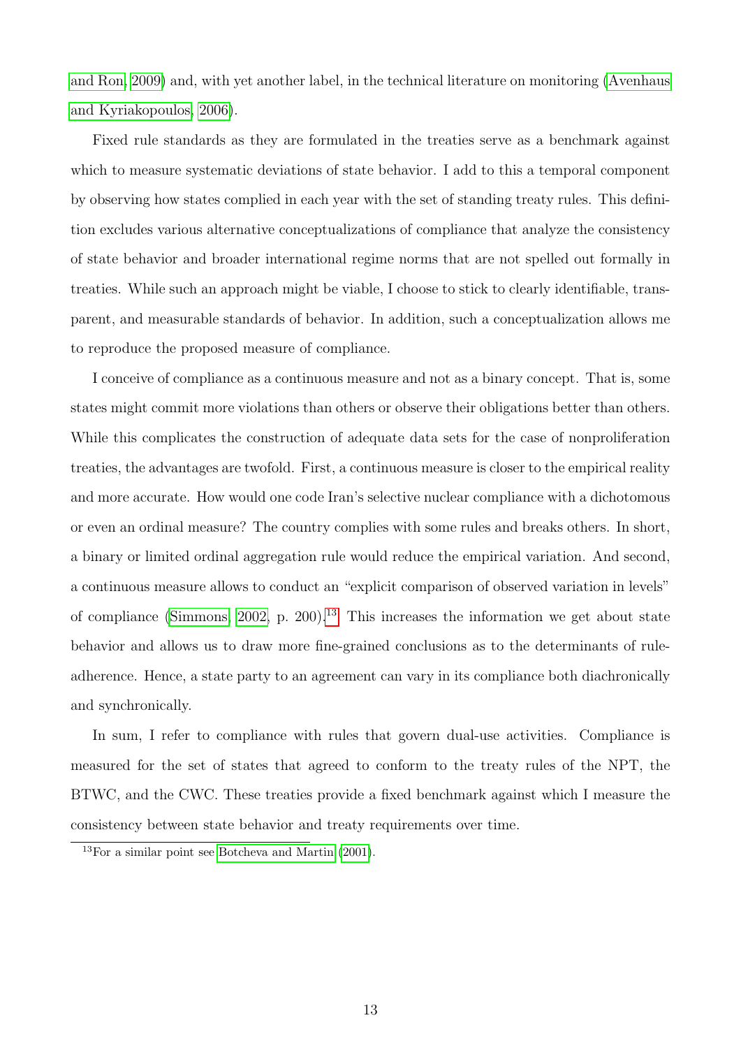and Ron, 2009) and, with yet another label, in the technical literature on monitoring (Avenhaus and Kyriakopoulos, 2006).

Fixed rule standards as they are formulated in the treaties serve as a benchmark against which to measure systematic deviations of state behavior. I add to this a temporal component by observing how states complied in each year with the set of standing treaty rules. This definition excludes various alternative conceptualizations of compliance that analyze the consistency of state behavior and broader international regime norms that are not spelled out formally in treaties. While such an approach might be viable, I choose to stick to clearly identifiable, transparent, and measurable standards of behavior. In addition, such a conceptualization allows me to reproduce the proposed measure of compliance.

I conceive of compliance as a continuous measure and not as a binary concept. That is, some states might commit more violations than others or observe their obligations better than others. While this complicates the construction of adequate data sets for the case of nonproliferation treaties, the advantages are twofold. First, a continuous measure is closer to the empirical reality and more accurate. How would one code Iran's selective nuclear compliance with a dichotomous or even an ordinal measure? The country complies with some rules and breaks others. In short, a binary or limited ordinal aggregation rule would reduce the empirical variation. And second, a continuous measure allows to conduct an "explicit comparison of observed variation in levels" of compliance (Simmons, 2002, p. 200).[13] This increases the information we get about state behavior and allows us to draw more fine-grained conclusions as to the determinants of rule-adherence. Hence, a state party to an agreement can vary in its compliance both diachronically and synchronically.

In sum, I refer to compliance with rules that govern dual-use activities. Compliance is measured for the set of states that agreed to conform to the treaty rules of the NPT, the BTWC, and the CWC. These treaties provide a fixed benchmark against which I measure the consistency between state behavior and treaty requirements over time.

[13] For a similar point see Botcheva and Martin (2001).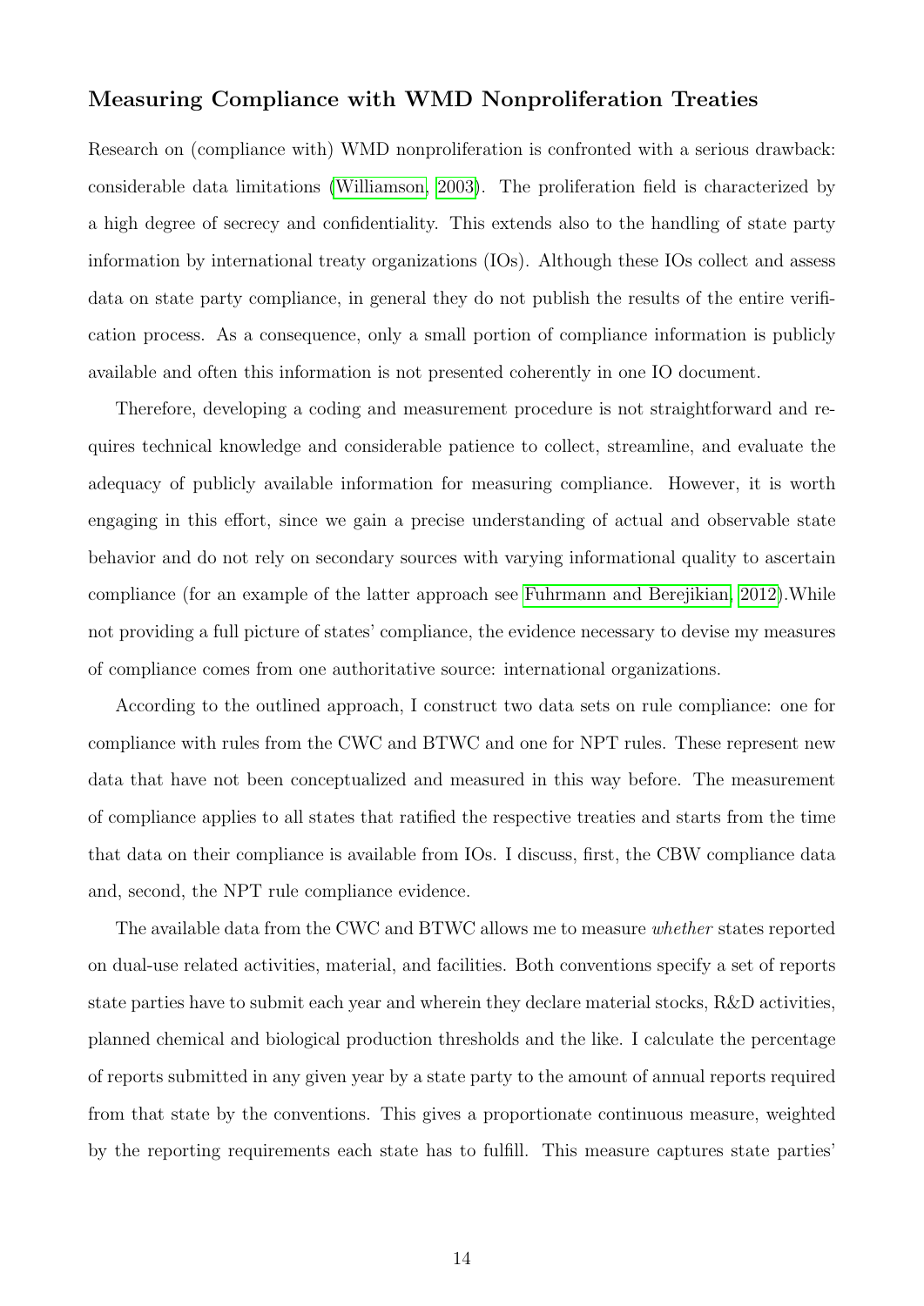## Measuring Compliance with WMD Nonproliferation Treaties

Research on (compliance with) WMD nonproliferation is confronted with a serious drawback: considerable data limitations (Williamson, 2003). The proliferation field is characterized by a high degree of secrecy and confidentiality. This extends also to the handling of state party information by international treaty organizations (IOs). Although these IOs collect and assess data on state party compliance, in general they do not publish the results of the entire verification process. As a consequence, only a small portion of compliance information is publicly available and often this information is not presented coherently in one IO document.

Therefore, developing a coding and measurement procedure is not straightforward and requires technical knowledge and considerable patience to collect, streamline, and evaluate the adequacy of publicly available information for measuring compliance. However, it is worth engaging in this effort, since we gain a precise understanding of actual and observable state behavior and do not rely on secondary sources with varying informational quality to ascertain compliance (for an example of the latter approach see Fuhrmann and Berejikian, 2012).While not providing a full picture of states' compliance, the evidence necessary to devise my measures of compliance comes from one authoritative source: international organizations.

According to the outlined approach, I construct two data sets on rule compliance: one for compliance with rules from the CWC and BTWC and one for NPT rules. These represent new data that have not been conceptualized and measured in this way before. The measurement of compliance applies to all states that ratified the respective treaties and starts from the time that data on their compliance is available from IOs. I discuss, first, the CBW compliance data and, second, the NPT rule compliance evidence.

The available data from the CWC and BTWC allows me to measure *whether* states reported on dual-use related activities, material, and facilities. Both conventions specify a set of reports state parties have to submit each year and wherein they declare material stocks, R&D activities, planned chemical and biological production thresholds and the like. I calculate the percentage of reports submitted in any given year by a state party to the amount of annual reports required from that state by the conventions. This gives a proportionate continuous measure, weighted by the reporting requirements each state has to fulfill. This measure captures state parties'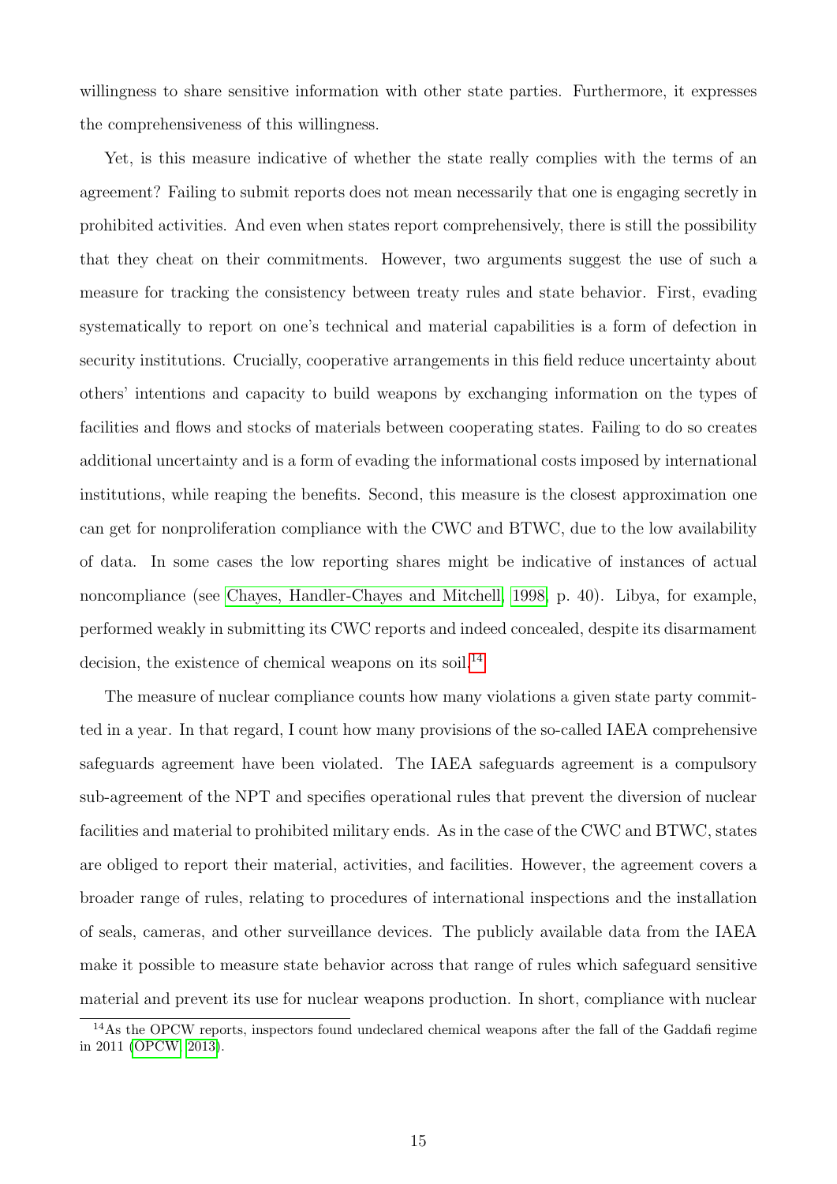willingness to share sensitive information with other state parties. Furthermore, it expresses the comprehensiveness of this willingness.

Yet, is this measure indicative of whether the state really complies with the terms of an agreement? Failing to submit reports does not mean necessarily that one is engaging secretly in prohibited activities. And even when states report comprehensively, there is still the possibility that they cheat on their commitments. However, two arguments suggest the use of such a measure for tracking the consistency between treaty rules and state behavior. First, evading systematically to report on one's technical and material capabilities is a form of defection in security institutions. Crucially, cooperative arrangements in this field reduce uncertainty about others' intentions and capacity to build weapons by exchanging information on the types of facilities and flows and stocks of materials between cooperating states. Failing to do so creates additional uncertainty and is a form of evading the informational costs imposed by international institutions, while reaping the benefits. Second, this measure is the closest approximation one can get for nonproliferation compliance with the CWC and BTWC, due to the low availability of data. In some cases the low reporting shares might be indicative of instances of actual noncompliance (see Chayes, Handler-Chayes and Mitchell, 1998, p. 40). Libya, for example, performed weakly in submitting its CWC reports and indeed concealed, despite its disarmament decision, the existence of chemical weapons on its soil.[14]

The measure of nuclear compliance counts how many violations a given state party committed in a year. In that regard, I count how many provisions of the so-called IAEA comprehensive safeguards agreement have been violated. The IAEA safeguards agreement is a compulsory sub-agreement of the NPT and specifies operational rules that prevent the diversion of nuclear facilities and material to prohibited military ends. As in the case of the CWC and BTWC, states are obliged to report their material, activities, and facilities. However, the agreement covers a broader range of rules, relating to procedures of international inspections and the installation of seals, cameras, and other surveillance devices. The publicly available data from the IAEA make it possible to measure state behavior across that range of rules which safeguard sensitive material and prevent its use for nuclear weapons production. In short, compliance with nuclear

[14] As the OPCW reports, inspectors found undeclared chemical weapons after the fall of the Gaddafi regime in 2011 (OPCW, 2013).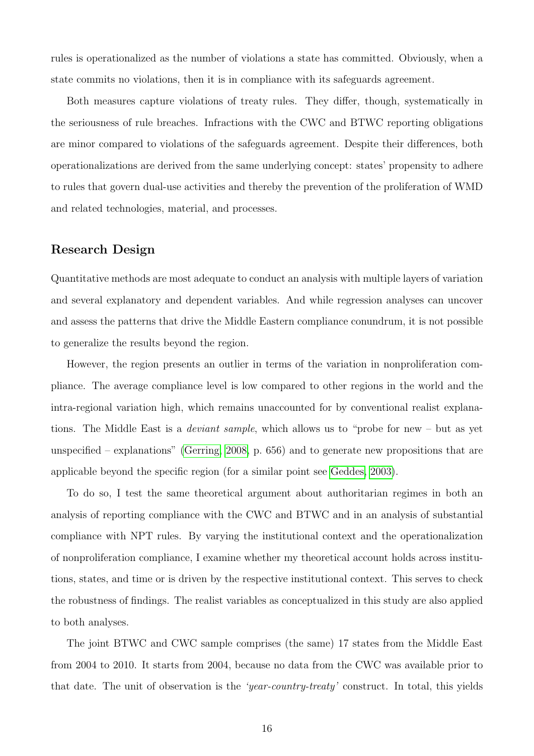rules is operationalized as the number of violations a state has committed. Obviously, when a state commits no violations, then it is in compliance with its safeguards agreement.

Both measures capture violations of treaty rules. They differ, though, systematically in the seriousness of rule breaches. Infractions with the CWC and BTWC reporting obligations are minor compared to violations of the safeguards agreement. Despite their differences, both operationalizations are derived from the same underlying concept: states' propensity to adhere to rules that govern dual-use activities and thereby the prevention of the proliferation of WMD and related technologies, material, and processes.

## Research Design

Quantitative methods are most adequate to conduct an analysis with multiple layers of variation and several explanatory and dependent variables. And while regression analyses can uncover and assess the patterns that drive the Middle Eastern compliance conundrum, it is not possible to generalize the results beyond the region.

However, the region presents an outlier in terms of the variation in nonproliferation compliance. The average compliance level is low compared to other regions in the world and the intra-regional variation high, which remains unaccounted for by conventional realist explanations. The Middle East is a *deviant sample*, which allows us to "probe for new – but as yet unspecified – explanations" (Gerring, 2008, p. 656) and to generate new propositions that are applicable beyond the specific region (for a similar point see Geddes, 2003).

To do so, I test the same theoretical argument about authoritarian regimes in both an analysis of reporting compliance with the CWC and BTWC and in an analysis of substantial compliance with NPT rules. By varying the institutional context and the operationalization of nonproliferation compliance, I examine whether my theoretical account holds across institutions, states, and time or is driven by the respective institutional context. This serves to check the robustness of findings. The realist variables as conceptualized in this study are also applied to both analyses.

The joint BTWC and CWC sample comprises (the same) 17 states from the Middle East from 2004 to 2010. It starts from 2004, because no data from the CWC was available prior to that date. The unit of observation is the *'year-country-treaty'* construct. In total, this yields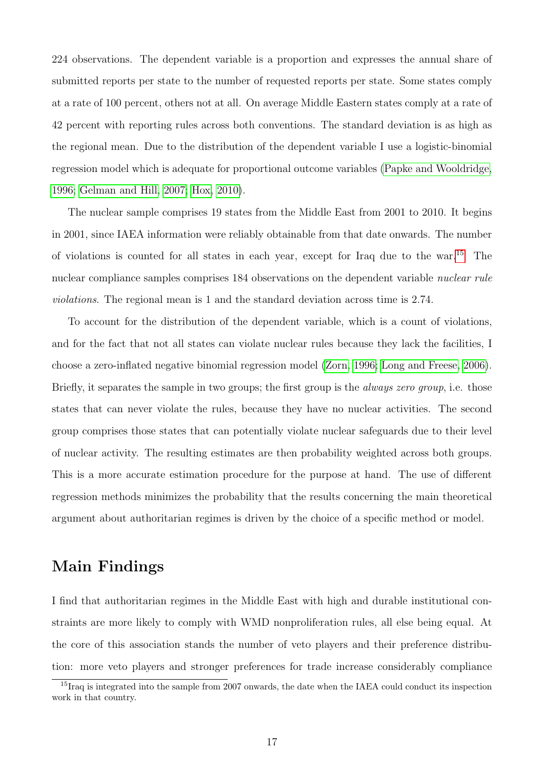224 observations. The dependent variable is a proportion and expresses the annual share of submitted reports per state to the number of requested reports per state. Some states comply at a rate of 100 percent, others not at all. On average Middle Eastern states comply at a rate of 42 percent with reporting rules across both conventions. The standard deviation is as high as the regional mean. Due to the distribution of the dependent variable I use a logistic-binomial regression model which is adequate for proportional outcome variables (Papke and Wooldridge, 1996; Gelman and Hill, 2007; Hox, 2010).

The nuclear sample comprises 19 states from the Middle East from 2001 to 2010. It begins in 2001, since IAEA information were reliably obtainable from that date onwards. The number of violations is counted for all states in each year, except for Iraq due to the war.[15] The nuclear compliance samples comprises 184 observations on the dependent variable *nuclear rule violations*. The regional mean is 1 and the standard deviation across time is 2.74.

To account for the distribution of the dependent variable, which is a count of violations, and for the fact that not all states can violate nuclear rules because they lack the facilities, I choose a zero-inflated negative binomial regression model (Zorn, 1996; Long and Freese, 2006). Briefly, it separates the sample in two groups; the first group is the *always zero group*, i.e. those states that can never violate the rules, because they have no nuclear activities. The second group comprises those states that can potentially violate nuclear safeguards due to their level of nuclear activity. The resulting estimates are then probability weighted across both groups. This is a more accurate estimation procedure for the purpose at hand. The use of different regression methods minimizes the probability that the results concerning the main theoretical argument about authoritarian regimes is driven by the choice of a specific method or model.

## Main Findings

I find that authoritarian regimes in the Middle East with high and durable institutional constraints are more likely to comply with WMD nonproliferation rules, all else being equal. At the core of this association stands the number of veto players and their preference distribution: more veto players and stronger preferences for trade increase considerably compliance

[15] Iraq is integrated into the sample from 2007 onwards, the date when the IAEA could conduct its inspection work in that country.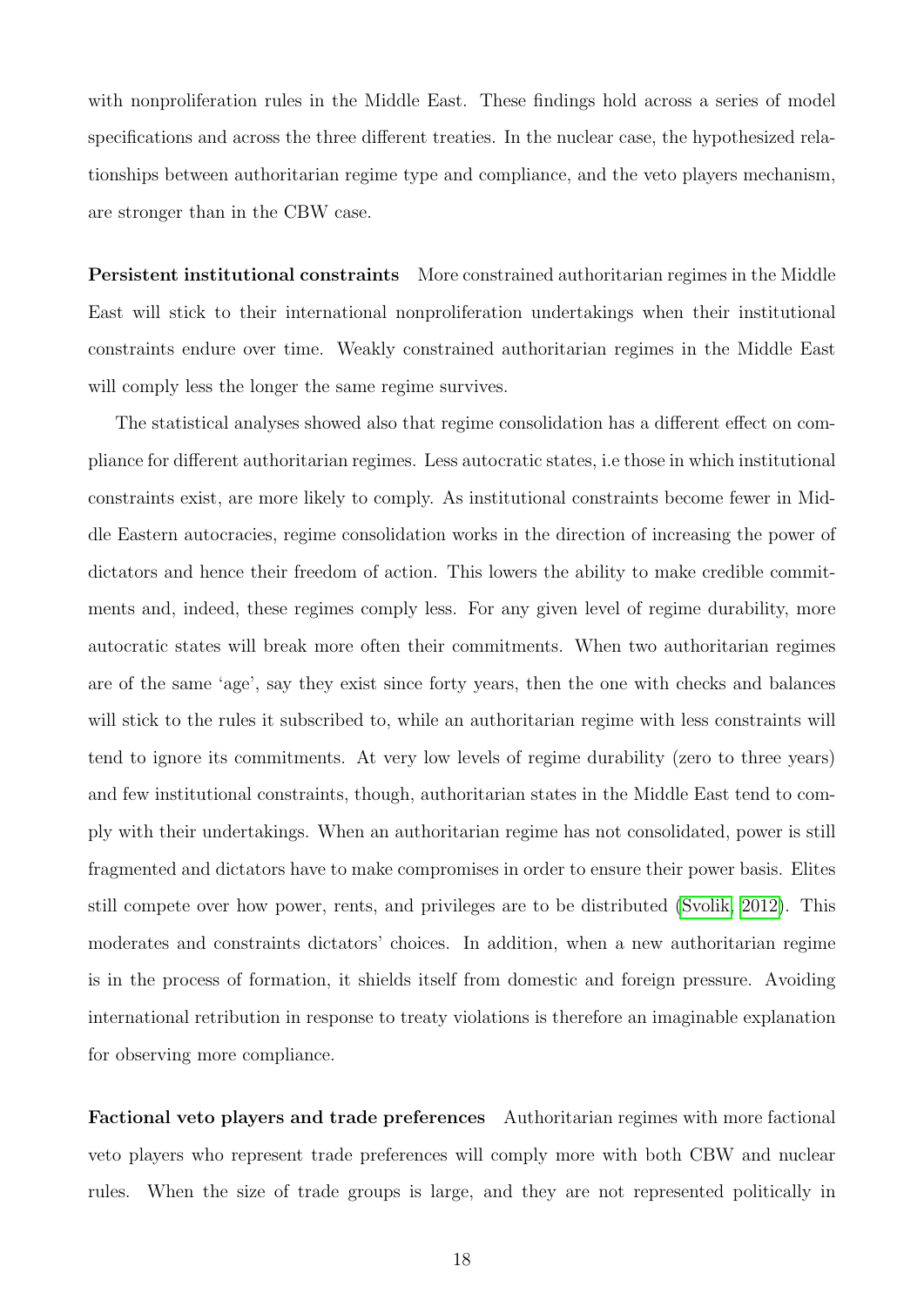with nonproliferation rules in the Middle East. These findings hold across a series of model specifications and across the three different treaties. In the nuclear case, the hypothesized relationships between authoritarian regime type and compliance, and the veto players mechanism, are stronger than in the CBW case.

**Persistent institutional constraints** More constrained authoritarian regimes in the Middle East will stick to their international nonproliferation undertakings when their institutional constraints endure over time. Weakly constrained authoritarian regimes in the Middle East will comply less the longer the same regime survives.

The statistical analyses showed also that regime consolidation has a different effect on compliance for different authoritarian regimes. Less autocratic states, i.e those in which institutional constraints exist, are more likely to comply. As institutional constraints become fewer in Middle Eastern autocracies, regime consolidation works in the direction of increasing the power of dictators and hence their freedom of action. This lowers the ability to make credible commitments and, indeed, these regimes comply less. For any given level of regime durability, more autocratic states will break more often their commitments. When two authoritarian regimes are of the same 'age', say they exist since forty years, then the one with checks and balances will stick to the rules it subscribed to, while an authoritarian regime with less constraints will tend to ignore its commitments. At very low levels of regime durability (zero to three years) and few institutional constraints, though, authoritarian states in the Middle East tend to comply with their undertakings. When an authoritarian regime has not consolidated, power is still fragmented and dictators have to make compromises in order to ensure their power basis. Elites still compete over how power, rents, and privileges are to be distributed (Svolik, 2012). This moderates and constraints dictators' choices. In addition, when a new authoritarian regime is in the process of formation, it shields itself from domestic and foreign pressure. Avoiding international retribution in response to treaty violations is therefore an imaginable explanation for observing more compliance.

**Factional veto players and trade preferences** Authoritarian regimes with more factional veto players who represent trade preferences will comply more with both CBW and nuclear rules. When the size of trade groups is large, and they are not represented politically in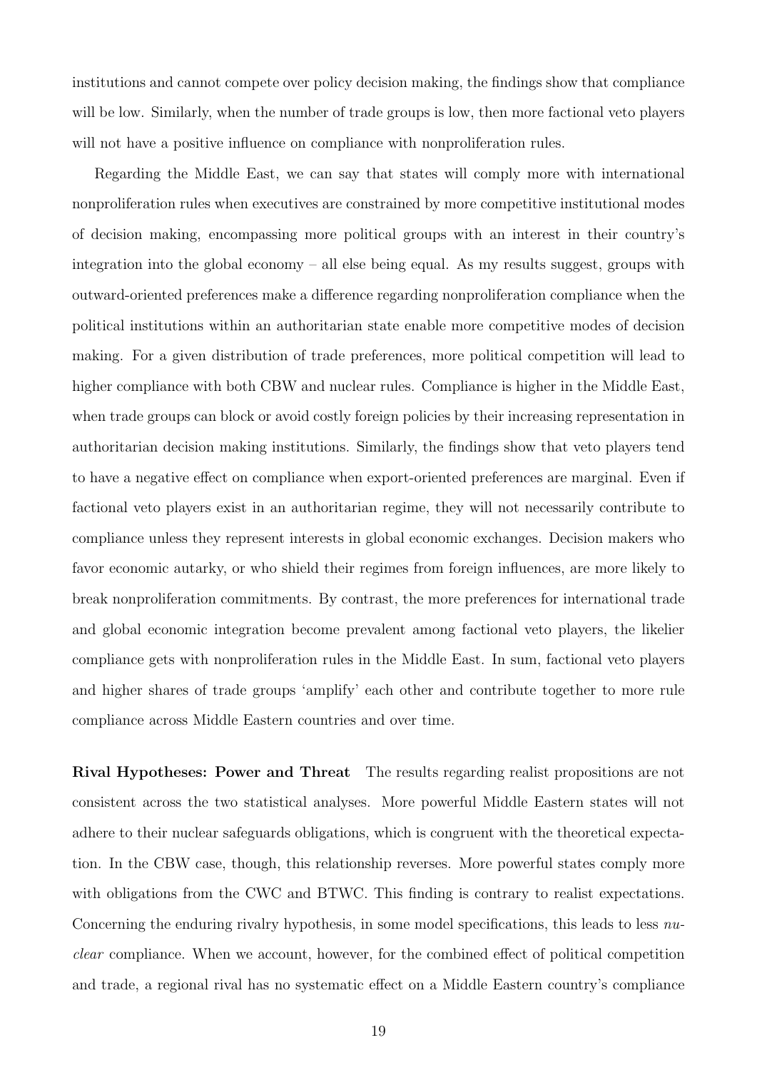institutions and cannot compete over policy decision making, the findings show that compliance will be low. Similarly, when the number of trade groups is low, then more factional veto players will not have a positive influence on compliance with nonproliferation rules.

Regarding the Middle East, we can say that states will comply more with international nonproliferation rules when executives are constrained by more competitive institutional modes of decision making, encompassing more political groups with an interest in their country's integration into the global economy – all else being equal. As my results suggest, groups with outward-oriented preferences make a difference regarding nonproliferation compliance when the political institutions within an authoritarian state enable more competitive modes of decision making. For a given distribution of trade preferences, more political competition will lead to higher compliance with both CBW and nuclear rules. Compliance is higher in the Middle East, when trade groups can block or avoid costly foreign policies by their increasing representation in authoritarian decision making institutions. Similarly, the findings show that veto players tend to have a negative effect on compliance when export-oriented preferences are marginal. Even if factional veto players exist in an authoritarian regime, they will not necessarily contribute to compliance unless they represent interests in global economic exchanges. Decision makers who favor economic autarky, or who shield their regimes from foreign influences, are more likely to break nonproliferation commitments. By contrast, the more preferences for international trade and global economic integration become prevalent among factional veto players, the likelier compliance gets with nonproliferation rules in the Middle East. In sum, factional veto players and higher shares of trade groups 'amplify' each other and contribute together to more rule compliance across Middle Eastern countries and over time.

**Rival Hypotheses: Power and Threat** The results regarding realist propositions are not consistent across the two statistical analyses. More powerful Middle Eastern states will not adhere to their nuclear safeguards obligations, which is congruent with the theoretical expectation. In the CBW case, though, this relationship reverses. More powerful states comply more with obligations from the CWC and BTWC. This finding is contrary to realist expectations. Concerning the enduring rivalry hypothesis, in some model specifications, this leads to less *nuclear* compliance. When we account, however, for the combined effect of political competition and trade, a regional rival has no systematic effect on a Middle Eastern country's compliance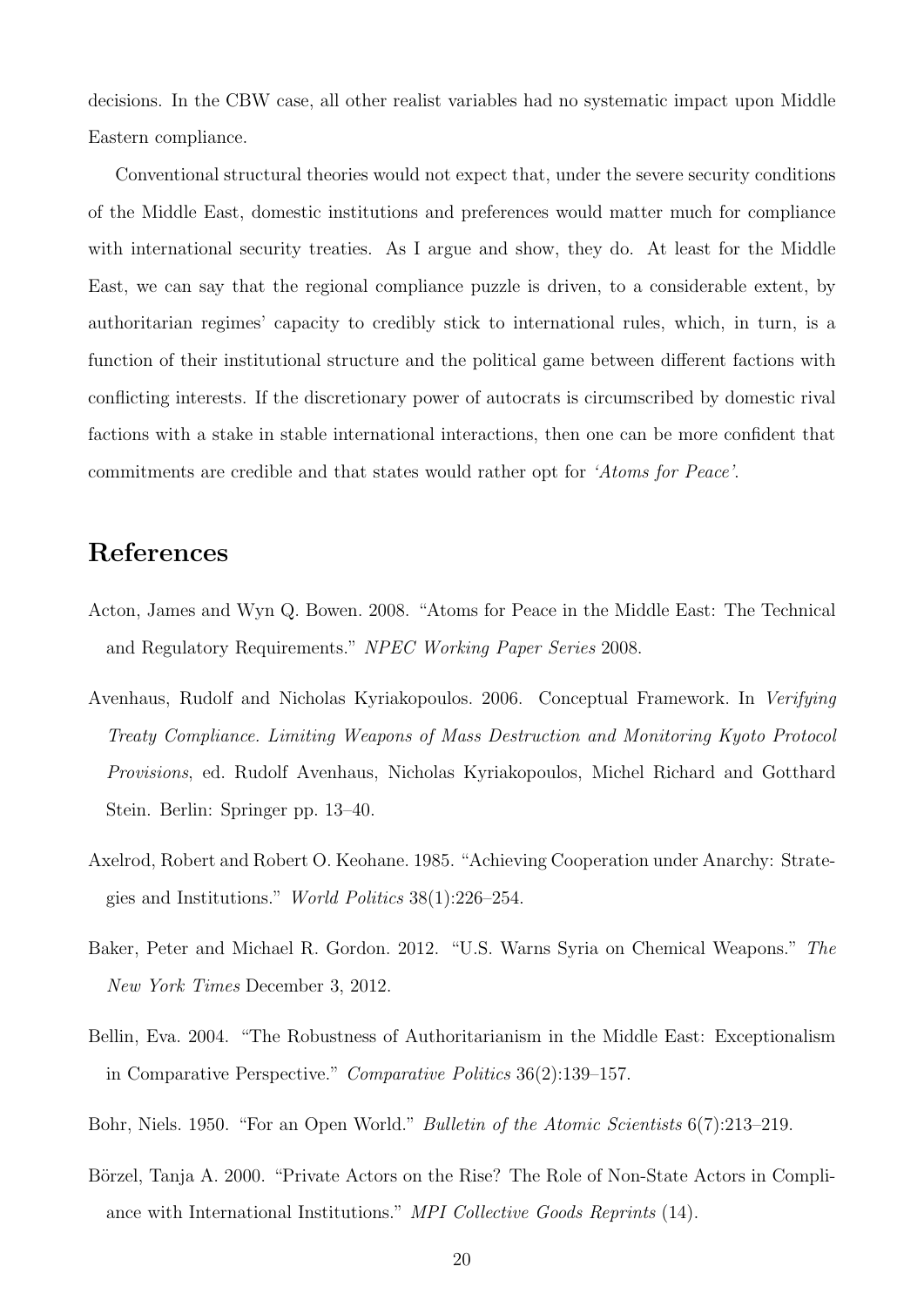decisions. In the CBW case, all other realist variables had no systematic impact upon Middle Eastern compliance.

Conventional structural theories would not expect that, under the severe security conditions of the Middle East, domestic institutions and preferences would matter much for compliance with international security treaties. As I argue and show, they do. At least for the Middle East, we can say that the regional compliance puzzle is driven, to a considerable extent, by authoritarian regimes' capacity to credibly stick to international rules, which, in turn, is a function of their institutional structure and the political game between different factions with conflicting interests. If the discretionary power of autocrats is circumscribed by domestic rival factions with a stake in stable international interactions, then one can be more confident that commitments are credible and that states would rather opt for *'Atoms for Peace'*.

# References

Acton, James and Wyn Q. Bowen. 2008. "Atoms for Peace in the Middle East: The Technical and Regulatory Requirements." *NPEC Working Paper Series* 2008.

Avenhaus, Rudolf and Nicholas Kyriakopoulos. 2006. Conceptual Framework. In *Verifying Treaty Compliance. Limiting Weapons of Mass Destruction and Monitoring Kyoto Protocol Provisions*, ed. Rudolf Avenhaus, Nicholas Kyriakopoulos, Michel Richard and Gotthard Stein. Berlin: Springer pp. 13–40.

Axelrod, Robert and Robert O. Keohane. 1985. "Achieving Cooperation under Anarchy: Strategies and Institutions." *World Politics* 38(1):226–254.

Baker, Peter and Michael R. Gordon. 2012. "U.S. Warns Syria on Chemical Weapons." *The New York Times* December 3, 2012.

Bellin, Eva. 2004. "The Robustness of Authoritarianism in the Middle East: Exceptionalism in Comparative Perspective." *Comparative Politics* 36(2):139–157.

Bohr, Niels. 1950. "For an Open World." *Bulletin of the Atomic Scientists* 6(7):213–219.

Börzel, Tanja A. 2000. "Private Actors on the Rise? The Role of Non-State Actors in Compliance with International Institutions." *MPI Collective Goods Reprints* (14).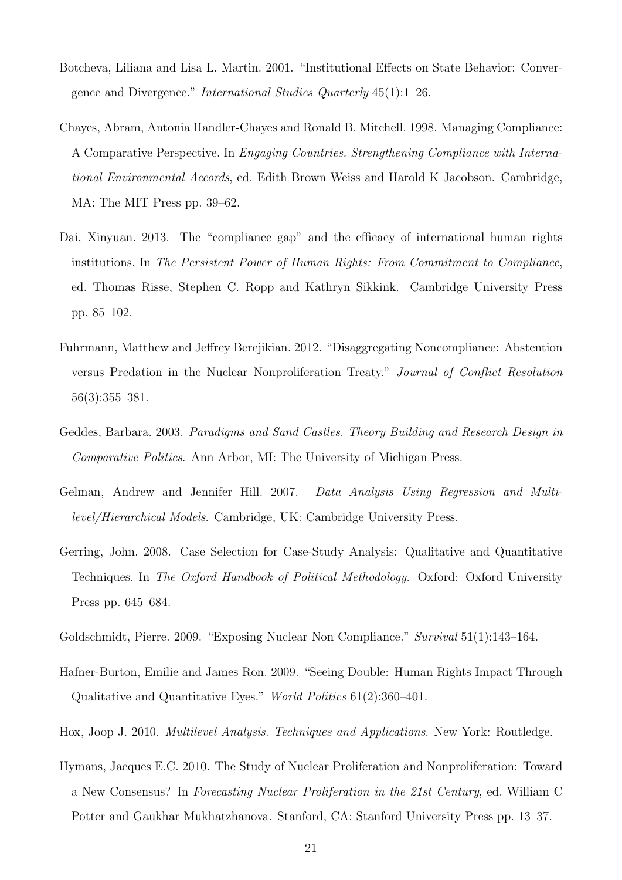Botcheva, Liliana and Lisa L. Martin. 2001. "Institutional Effects on State Behavior: Convergence and Divergence." *International Studies Quarterly* 45(1):1–26.

Chayes, Abram, Antonia Handler-Chayes and Ronald B. Mitchell. 1998. Managing Compliance: A Comparative Perspective. In *Engaging Countries. Strengthening Compliance with International Environmental Accords*, ed. Edith Brown Weiss and Harold K Jacobson. Cambridge, MA: The MIT Press pp. 39–62.

Dai, Xinyuan. 2013. The "compliance gap" and the efficacy of international human rights institutions. In *The Persistent Power of Human Rights: From Commitment to Compliance*, ed. Thomas Risse, Stephen C. Ropp and Kathryn Sikkink. Cambridge University Press pp. 85–102.

Fuhrmann, Matthew and Jeffrey Berejikian. 2012. "Disaggregating Noncompliance: Abstention versus Predation in the Nuclear Nonproliferation Treaty." *Journal of Conflict Resolution* 56(3):355–381.

Geddes, Barbara. 2003. *Paradigms and Sand Castles. Theory Building and Research Design in Comparative Politics*. Ann Arbor, MI: The University of Michigan Press.

Gelman, Andrew and Jennifer Hill. 2007. *Data Analysis Using Regression and Multilevel/Hierarchical Models*. Cambridge, UK: Cambridge University Press.

Gerring, John. 2008. Case Selection for Case-Study Analysis: Qualitative and Quantitative Techniques. In *The Oxford Handbook of Political Methodology*. Oxford: Oxford University Press pp. 645–684.

Goldschmidt, Pierre. 2009. "Exposing Nuclear Non Compliance." *Survival* 51(1):143–164.

Hafner-Burton, Emilie and James Ron. 2009. "Seeing Double: Human Rights Impact Through Qualitative and Quantitative Eyes." *World Politics* 61(2):360–401.

Hox, Joop J. 2010. *Multilevel Analysis. Techniques and Applications*. New York: Routledge.

Hymans, Jacques E.C. 2010. The Study of Nuclear Proliferation and Nonproliferation: Toward a New Consensus? In *Forecasting Nuclear Proliferation in the 21st Century*, ed. William C Potter and Gaukhar Mukhatzhanova. Stanford, CA: Stanford University Press pp. 13–37.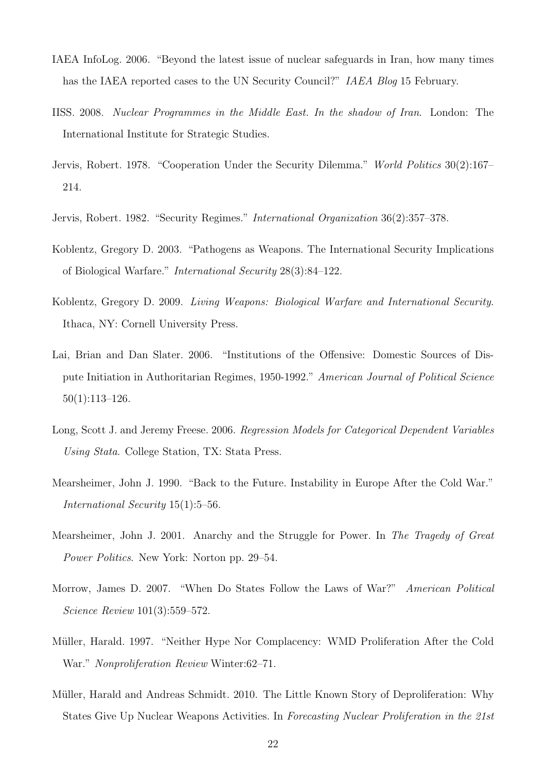IAEA InfoLog. 2006. "Beyond the latest issue of nuclear safeguards in Iran, how many times has the IAEA reported cases to the UN Security Council?" *IAEA Blog* 15 February.

IISS. 2008. *Nuclear Programmes in the Middle East. In the shadow of Iran*. London: The International Institute for Strategic Studies.

Jervis, Robert. 1978. "Cooperation Under the Security Dilemma." *World Politics* 30(2):167–214.

Jervis, Robert. 1982. "Security Regimes." *International Organization* 36(2):357–378.

Koblentz, Gregory D. 2003. "Pathogens as Weapons. The International Security Implications of Biological Warfare." *International Security* 28(3):84–122.

Koblentz, Gregory D. 2009. *Living Weapons: Biological Warfare and International Security*. Ithaca, NY: Cornell University Press.

Lai, Brian and Dan Slater. 2006. "Institutions of the Offensive: Domestic Sources of Dispute Initiation in Authoritarian Regimes, 1950-1992." *American Journal of Political Science* 50(1):113–126.

Long, Scott J. and Jeremy Freese. 2006. *Regression Models for Categorical Dependent Variables Using Stata*. College Station, TX: Stata Press.

Mearsheimer, John J. 1990. "Back to the Future. Instability in Europe After the Cold War." *International Security* 15(1):5–56.

Mearsheimer, John J. 2001. Anarchy and the Struggle for Power. In *The Tragedy of Great Power Politics*. New York: Norton pp. 29–54.

Morrow, James D. 2007. "When Do States Follow the Laws of War?" *American Political Science Review* 101(3):559–572.

Müller, Harald. 1997. "Neither Hype Nor Complacency: WMD Proliferation After the Cold War." *Nonproliferation Review* Winter:62–71.

Müller, Harald and Andreas Schmidt. 2010. The Little Known Story of Deproliferation: Why States Give Up Nuclear Weapons Activities. In *Forecasting Nuclear Proliferation in the 21st*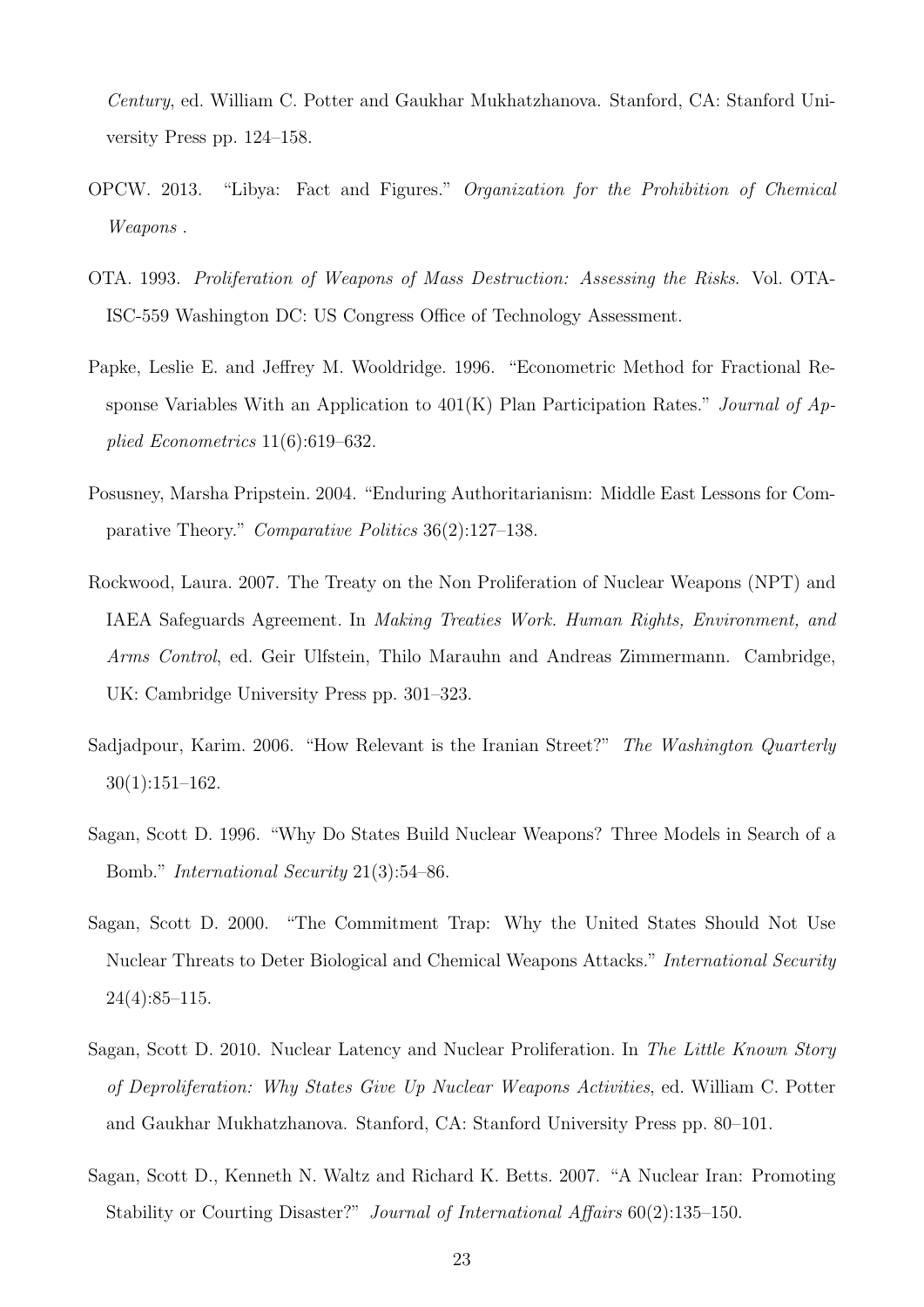*Century*, ed. William C. Potter and Gaukhar Mukhatzhanova. Stanford, CA: Stanford University Press pp. 124–158.

OPCW. 2013. "Libya: Fact and Figures." *Organization for the Prohibition of Chemical Weapons* .

OTA. 1993. *Proliferation of Weapons of Mass Destruction: Assessing the Risks*. Vol. OTA-ISC-559 Washington DC: US Congress Office of Technology Assessment.

Papke, Leslie E. and Jeffrey M. Wooldridge. 1996. "Econometric Method for Fractional Response Variables With an Application to 401(K) Plan Participation Rates." *Journal of Applied Econometrics* 11(6):619–632.

Posusney, Marsha Pripstein. 2004. "Enduring Authoritarianism: Middle East Lessons for Comparative Theory." *Comparative Politics* 36(2):127–138.

Rockwood, Laura. 2007. The Treaty on the Non Proliferation of Nuclear Weapons (NPT) and IAEA Safeguards Agreement. In *Making Treaties Work. Human Rights, Environment, and Arms Control*, ed. Geir Ulfstein, Thilo Marauhn and Andreas Zimmermann. Cambridge, UK: Cambridge University Press pp. 301–323.

Sadjadpour, Karim. 2006. "How Relevant is the Iranian Street?" *The Washington Quarterly* 30(1):151–162.

Sagan, Scott D. 1996. "Why Do States Build Nuclear Weapons? Three Models in Search of a Bomb." *International Security* 21(3):54–86.

Sagan, Scott D. 2000. "The Commitment Trap: Why the United States Should Not Use Nuclear Threats to Deter Biological and Chemical Weapons Attacks." *International Security* 24(4):85–115.

Sagan, Scott D. 2010. Nuclear Latency and Nuclear Proliferation. In *The Little Known Story of Deproliferation: Why States Give Up Nuclear Weapons Activities*, ed. William C. Potter and Gaukhar Mukhatzhanova. Stanford, CA: Stanford University Press pp. 80–101.

Sagan, Scott D., Kenneth N. Waltz and Richard K. Betts. 2007. "A Nuclear Iran: Promoting Stability or Courting Disaster?" *Journal of International Affairs* 60(2):135–150.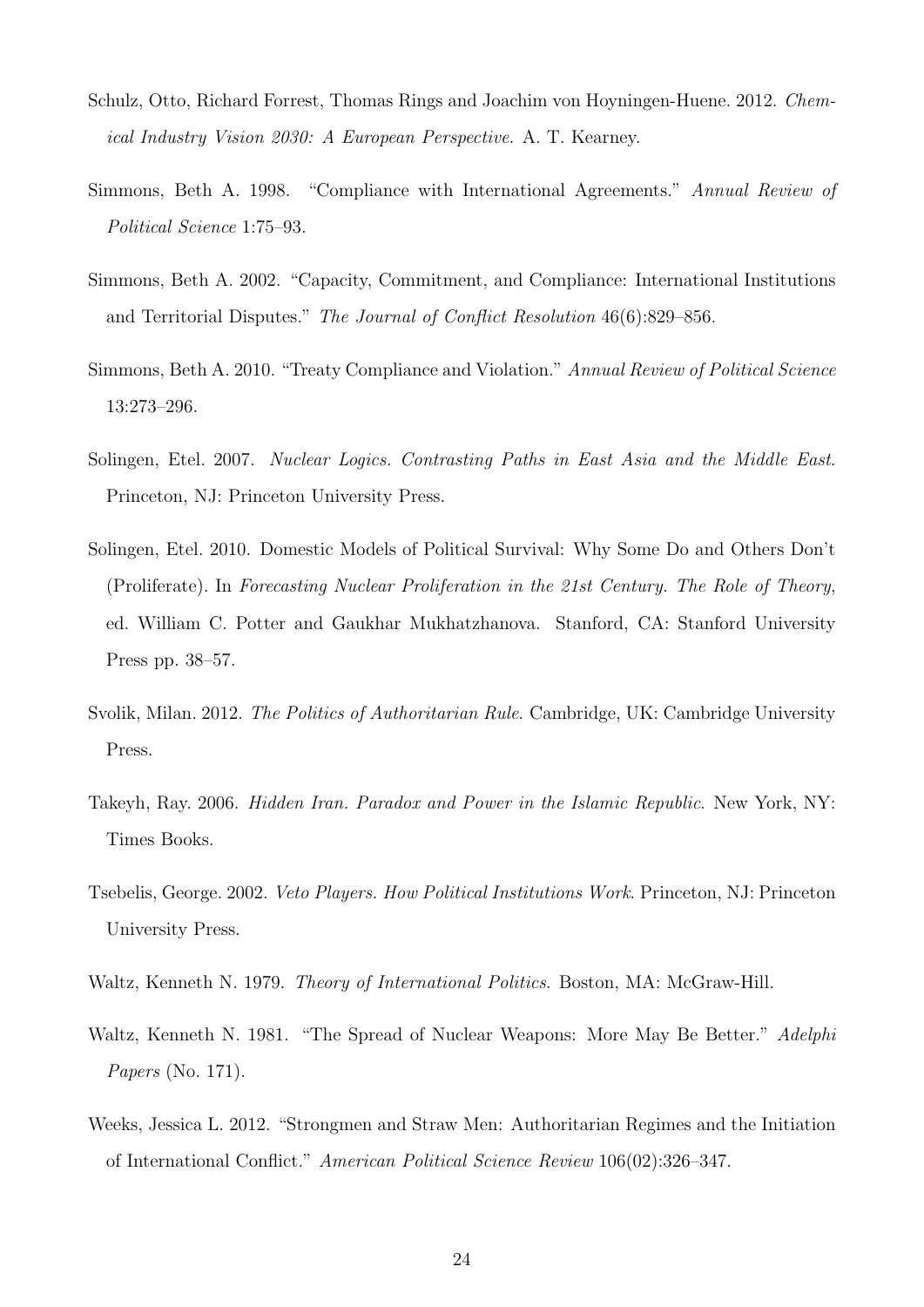Schulz, Otto, Richard Forrest, Thomas Rings and Joachim von Hoyningen-Huene. 2012. *Chemical Industry Vision 2030: A European Perspective*. A. T. Kearney.

Simmons, Beth A. 1998. "Compliance with International Agreements." *Annual Review of Political Science* 1:75–93.

Simmons, Beth A. 2002. "Capacity, Commitment, and Compliance: International Institutions and Territorial Disputes." *The Journal of Conflict Resolution* 46(6):829–856.

Simmons, Beth A. 2010. "Treaty Compliance and Violation." *Annual Review of Political Science* 13:273–296.

Solingen, Etel. 2007. *Nuclear Logics. Contrasting Paths in East Asia and the Middle East*. Princeton, NJ: Princeton University Press.

Solingen, Etel. 2010. Domestic Models of Political Survival: Why Some Do and Others Don't (Proliferate). In *Forecasting Nuclear Proliferation in the 21st Century. The Role of Theory*, ed. William C. Potter and Gaukhar Mukhatzhanova. Stanford, CA: Stanford University Press pp. 38–57.

Svolik, Milan. 2012. *The Politics of Authoritarian Rule*. Cambridge, UK: Cambridge University Press.

Takeyh, Ray. 2006. *Hidden Iran. Paradox and Power in the Islamic Republic*. New York, NY: Times Books.

Tsebelis, George. 2002. *Veto Players. How Political Institutions Work*. Princeton, NJ: Princeton University Press.

Waltz, Kenneth N. 1979. *Theory of International Politics*. Boston, MA: McGraw-Hill.

Waltz, Kenneth N. 1981. "The Spread of Nuclear Weapons: More May Be Better." *Adelphi Papers* (No. 171).

Weeks, Jessica L. 2012. "Strongmen and Straw Men: Authoritarian Regimes and the Initiation of International Conflict." *American Political Science Review* 106(02):326–347.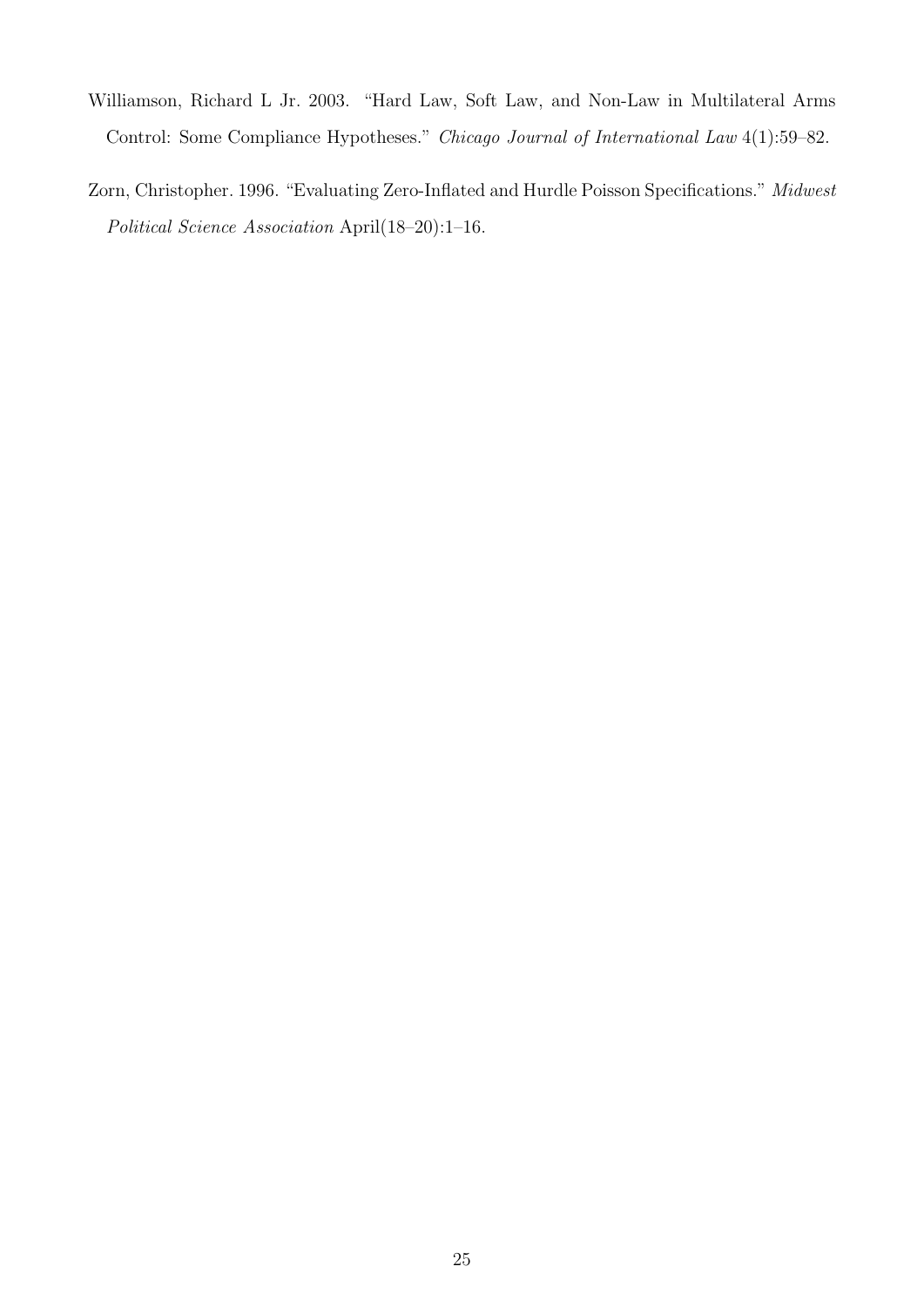Williamson, Richard L Jr. 2003. "Hard Law, Soft Law, and Non-Law in Multilateral Arms Control: Some Compliance Hypotheses." *Chicago Journal of International Law* 4(1):59–82.

Zorn, Christopher. 1996. "Evaluating Zero-Inflated and Hurdle Poisson Specifications." *Midwest Political Science Association* April(18–20):1–16.